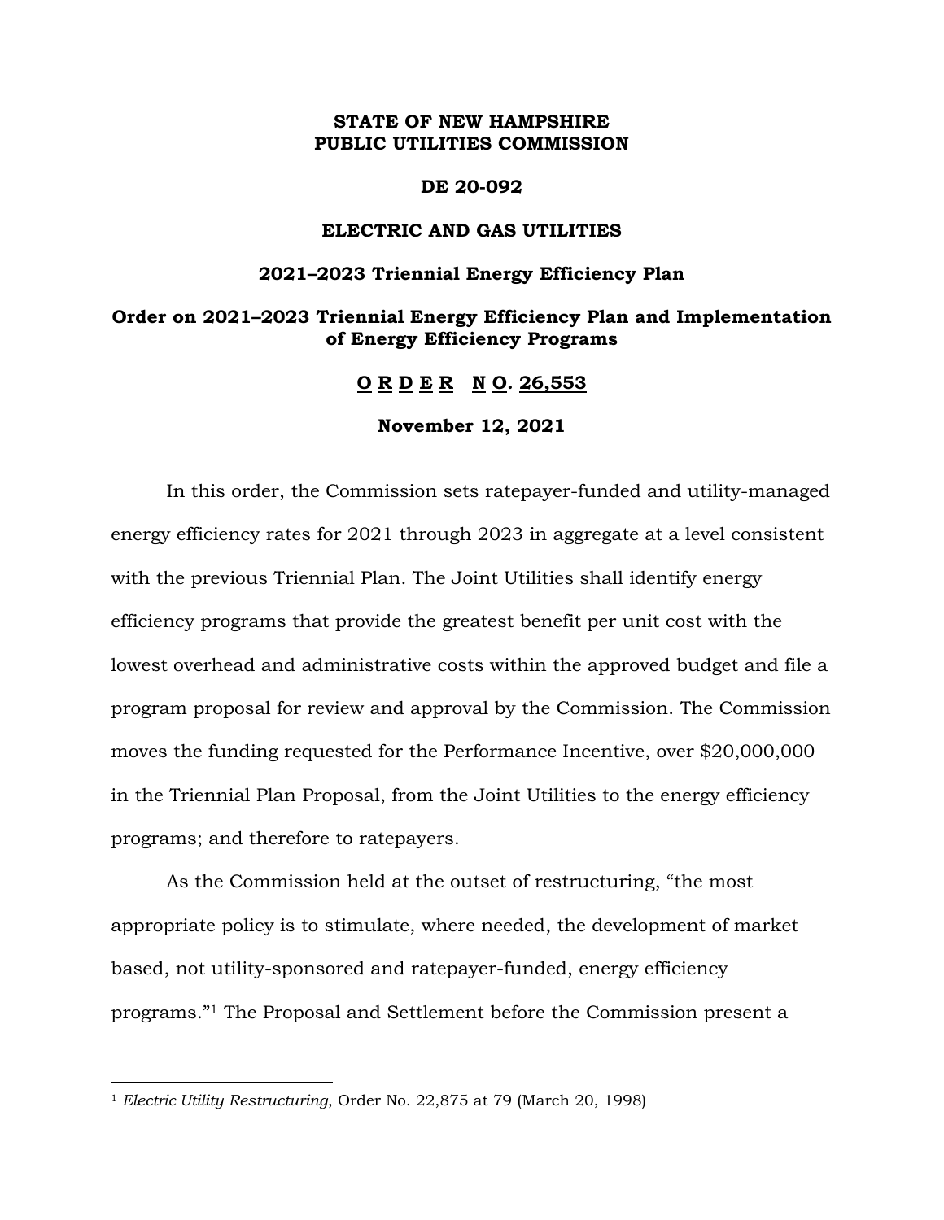**STATE OF NEW HAMPSHIRE**
**PUBLIC UTILITIES COMMISSION**

**DE 20-092**

**ELECTRIC AND GAS UTILITIES**

**2021–2023 Triennial Energy Efficiency Plan**

**Order on 2021–2023 Triennial Energy Efficiency Plan and Implementation of Energy Efficiency Programs**

**O R D E R N O. 26,553**

**November 12, 2021**

In this order, the Commission sets ratepayer-funded and utility-managed energy efficiency rates for 2021 through 2023 in aggregate at a level consistent with the previous Triennial Plan. The Joint Utilities shall identify energy efficiency programs that provide the greatest benefit per unit cost with the lowest overhead and administrative costs within the approved budget and file a program proposal for review and approval by the Commission. The Commission moves the funding requested for the Performance Incentive, over $20,000,000 in the Triennial Plan Proposal, from the Joint Utilities to the energy efficiency programs; and therefore to ratepayers.

As the Commission held at the outset of restructuring, "the most appropriate policy is to stimulate, where needed, the development of market based, not utility-sponsored and ratepayer-funded, energy efficiency programs."[1] The Proposal and Settlement before the Commission present a

[1] *Electric Utility Restructuring*, Order No. 22,875 at 79 (March 20, 1998)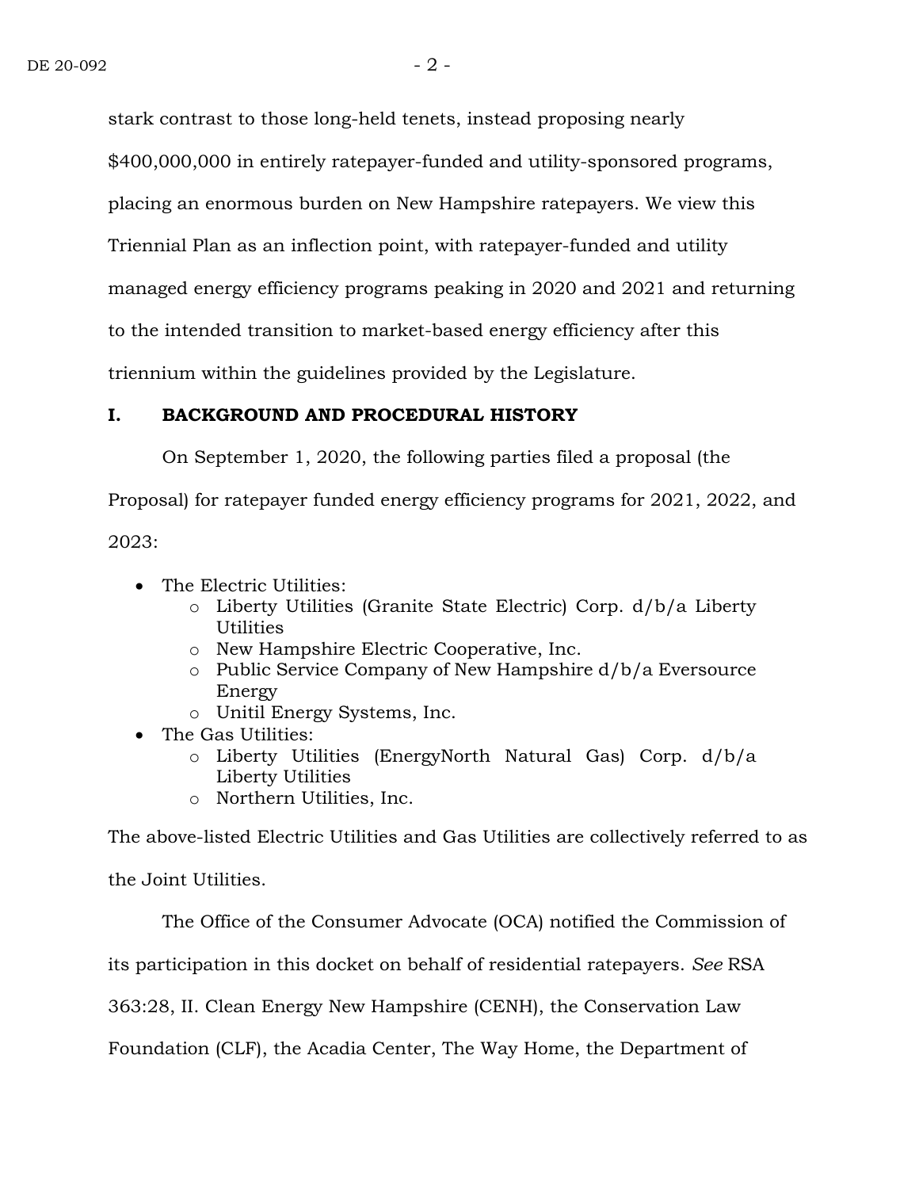stark contrast to those long-held tenets, instead proposing nearly $400,000,000 in entirely ratepayer-funded and utility-sponsored programs, placing an enormous burden on New Hampshire ratepayers. We view this Triennial Plan as an inflection point, with ratepayer-funded and utility managed energy efficiency programs peaking in 2020 and 2021 and returning to the intended transition to market-based energy efficiency after this triennium within the guidelines provided by the Legislature.

## I. BACKGROUND AND PROCEDURAL HISTORY

On September 1, 2020, the following parties filed a proposal (the Proposal) for ratepayer funded energy efficiency programs for 2021, 2022, and 2023:

- The Electric Utilities:
  - Liberty Utilities (Granite State Electric) Corp. d/b/a Liberty Utilities
  - New Hampshire Electric Cooperative, Inc.
  - Public Service Company of New Hampshire d/b/a Eversource Energy
  - Unitil Energy Systems, Inc.
- The Gas Utilities:
  - Liberty Utilities (EnergyNorth Natural Gas) Corp. d/b/a Liberty Utilities
  - Northern Utilities, Inc.

The above-listed Electric Utilities and Gas Utilities are collectively referred to as the Joint Utilities.

The Office of the Consumer Advocate (OCA) notified the Commission of its participation in this docket on behalf of residential ratepayers. *See* RSA 363:28, II. Clean Energy New Hampshire (CENH), the Conservation Law Foundation (CLF), the Acadia Center, The Way Home, the Department of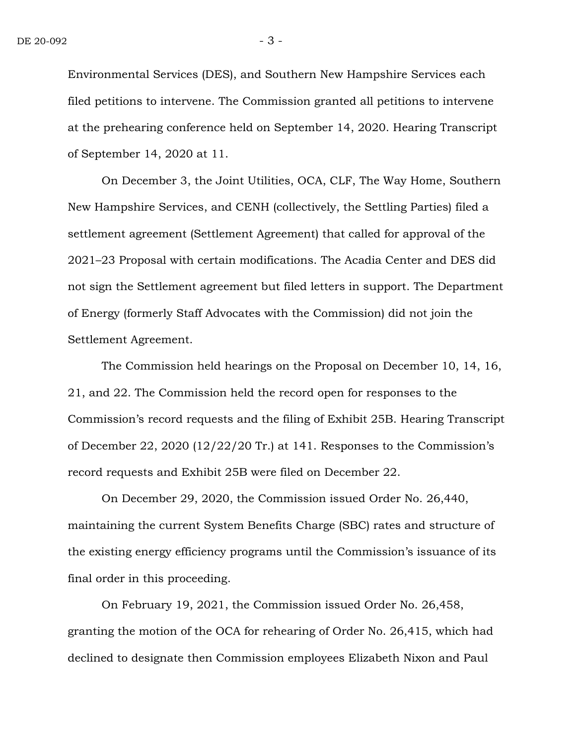Environmental Services (DES), and Southern New Hampshire Services each filed petitions to intervene. The Commission granted all petitions to intervene at the prehearing conference held on September 14, 2020. Hearing Transcript of September 14, 2020 at 11.

On December 3, the Joint Utilities, OCA, CLF, The Way Home, Southern New Hampshire Services, and CENH (collectively, the Settling Parties) filed a settlement agreement (Settlement Agreement) that called for approval of the 2021–23 Proposal with certain modifications. The Acadia Center and DES did not sign the Settlement agreement but filed letters in support. The Department of Energy (formerly Staff Advocates with the Commission) did not join the Settlement Agreement.

The Commission held hearings on the Proposal on December 10, 14, 16, 21, and 22. The Commission held the record open for responses to the Commission's record requests and the filing of Exhibit 25B. Hearing Transcript of December 22, 2020 (12/22/20 Tr.) at 141. Responses to the Commission's record requests and Exhibit 25B were filed on December 22.

On December 29, 2020, the Commission issued Order No. 26,440, maintaining the current System Benefits Charge (SBC) rates and structure of the existing energy efficiency programs until the Commission's issuance of its final order in this proceeding.

On February 19, 2021, the Commission issued Order No. 26,458, granting the motion of the OCA for rehearing of Order No. 26,415, which had declined to designate then Commission employees Elizabeth Nixon and Paul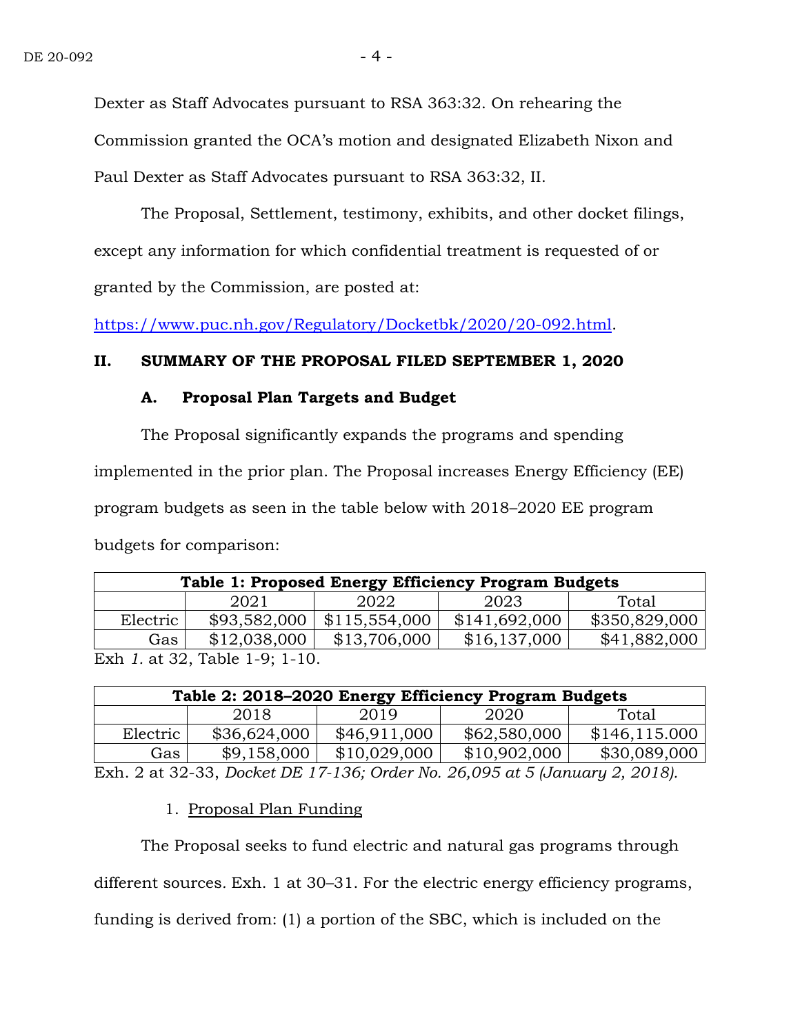Dexter as Staff Advocates pursuant to RSA 363:32. On rehearing the Commission granted the OCA's motion and designated Elizabeth Nixon and Paul Dexter as Staff Advocates pursuant to RSA 363:32, II.

The Proposal, Settlement, testimony, exhibits, and other docket filings, except any information for which confidential treatment is requested of or granted by the Commission, are posted at:

https://www.puc.nh.gov/Regulatory/Docketbk/2020/20-092.html.

## II. SUMMARY OF THE PROPOSAL FILED SEPTEMBER 1, 2020

### A. Proposal Plan Targets and Budget

The Proposal significantly expands the programs and spending implemented in the prior plan. The Proposal increases Energy Efficiency (EE) program budgets as seen in the table below with 2018–2020 EE program budgets for comparison:

**Table 1: Proposed Energy Efficiency Program Budgets**

| | 2021 | 2022 | 2023 | Total |
|---|---|---|---|---|
| Electric | $93,582,000 | $115,554,000 | $141,692,000 | $350,829,000 |
| Gas | $12,038,000 | $13,706,000 | $16,137,000 | $41,882,000 |

Exh *1.* at 32, Table 1-9; 1-10.

**Table 2: 2018–2020 Energy Efficiency Program Budgets**

| | 2018 | 2019 | 2020 | Total |
|---|---|---|---|---|
| Electric | $36,624,000 | $46,911,000 | $62,580,000 | $146,115.000 |
| Gas | $9,158,000 | $10,029,000 | $10,902,000 | $30,089,000 |

Exh. 2 at 32-33, *Docket DE 17-136; Order No. 26,095 at 5 (January 2, 2018).*

1. Proposal Plan Funding

The Proposal seeks to fund electric and natural gas programs through different sources. Exh. 1 at 30–31. For the electric energy efficiency programs, funding is derived from: (1) a portion of the SBC, which is included on the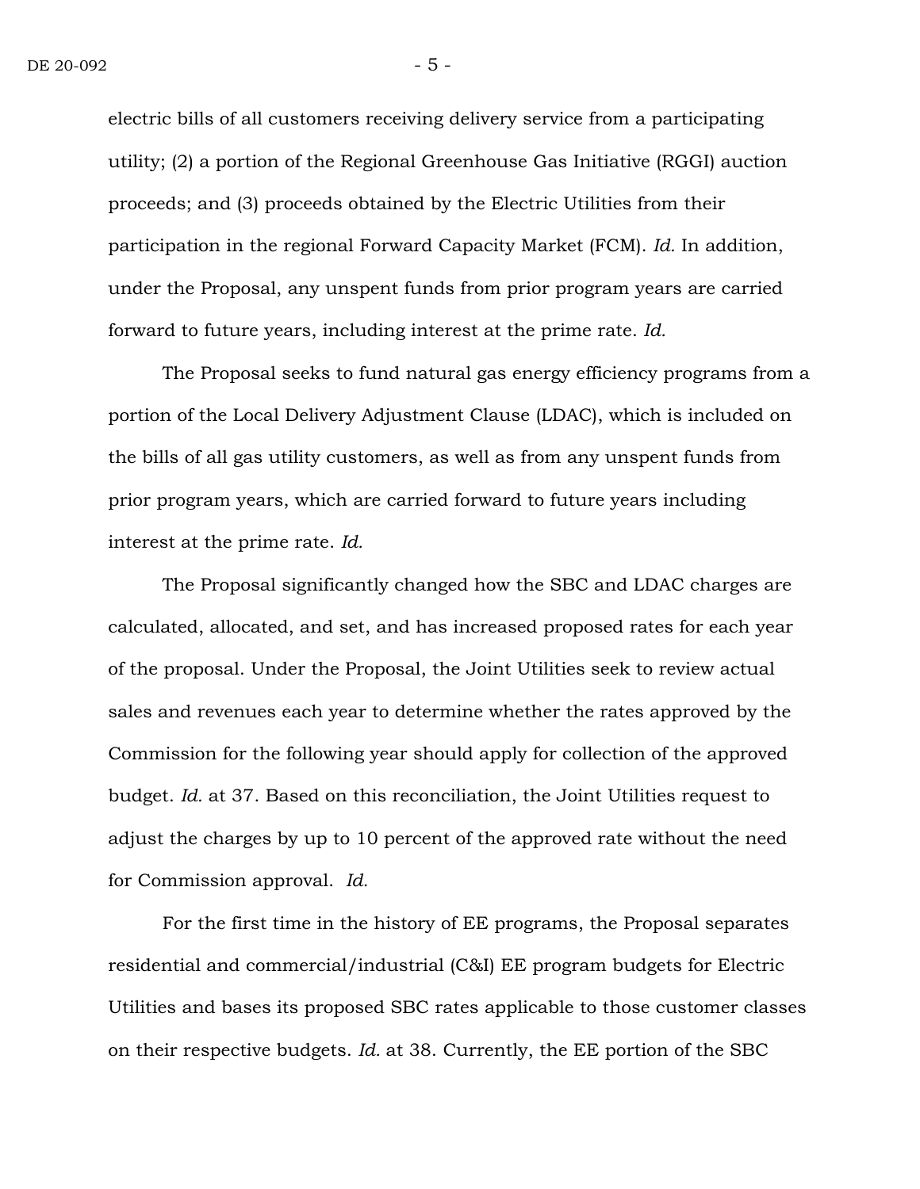electric bills of all customers receiving delivery service from a participating utility; (2) a portion of the Regional Greenhouse Gas Initiative (RGGI) auction proceeds; and (3) proceeds obtained by the Electric Utilities from their participation in the regional Forward Capacity Market (FCM). *Id.* In addition, under the Proposal, any unspent funds from prior program years are carried forward to future years, including interest at the prime rate. *Id.*

The Proposal seeks to fund natural gas energy efficiency programs from a portion of the Local Delivery Adjustment Clause (LDAC), which is included on the bills of all gas utility customers, as well as from any unspent funds from prior program years, which are carried forward to future years including interest at the prime rate. *Id.*

The Proposal significantly changed how the SBC and LDAC charges are calculated, allocated, and set, and has increased proposed rates for each year of the proposal. Under the Proposal, the Joint Utilities seek to review actual sales and revenues each year to determine whether the rates approved by the Commission for the following year should apply for collection of the approved budget. *Id.* at 37. Based on this reconciliation, the Joint Utilities request to adjust the charges by up to 10 percent of the approved rate without the need for Commission approval. *Id.*

For the first time in the history of EE programs, the Proposal separates residential and commercial/industrial (C&I) EE program budgets for Electric Utilities and bases its proposed SBC rates applicable to those customer classes on their respective budgets. *Id.* at 38. Currently, the EE portion of the SBC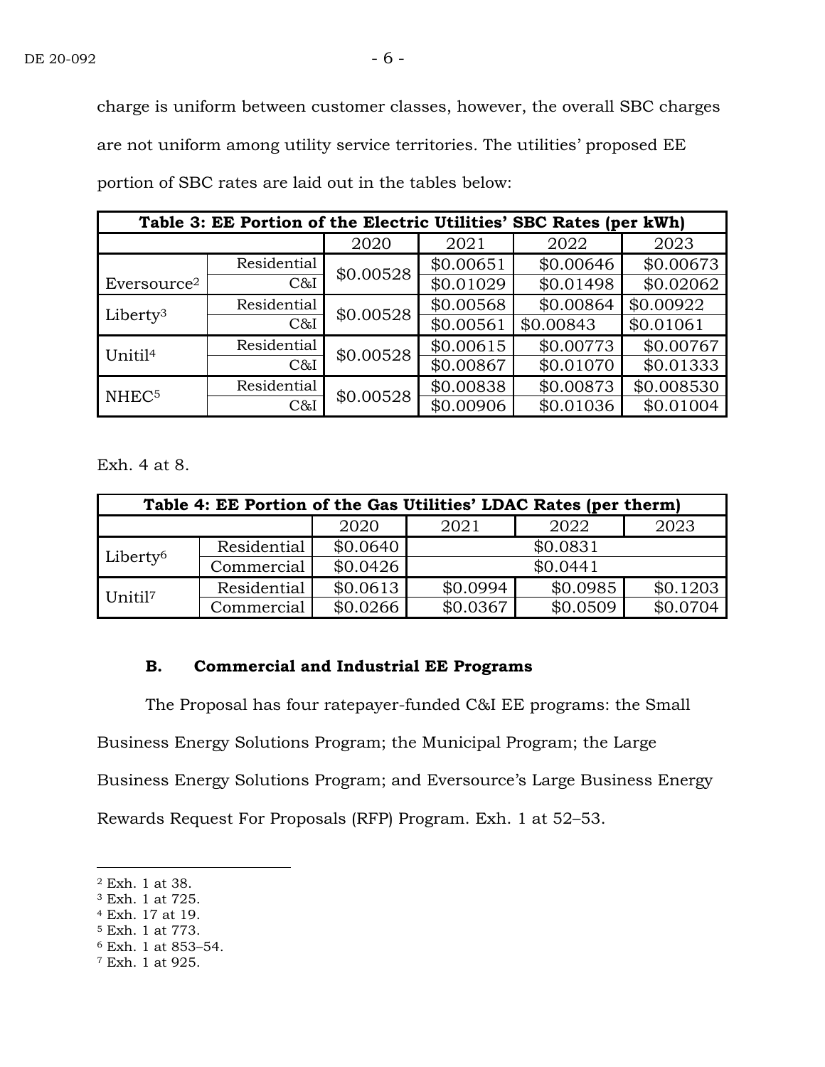charge is uniform between customer classes, however, the overall SBC charges are not uniform among utility service territories. The utilities' proposed EE portion of SBC rates are laid out in the tables below:

| Table 3: EE Portion of the Electric Utilities' SBC Rates (per kWh) | | | | | |
|---|---|---|---|---|---|
| | | 2020 | 2021 | 2022 | 2023 |
| Eversource[2] | Residential | $0.00528 | $0.00651 | $0.00646 | $0.00673 |
| | C&I | | $0.01029 | $0.01498 | $0.02062 |
| Liberty[3] | Residential | $0.00528 | $0.00568 | $0.00864 | $0.00922 |
| | C&I | | $0.00561 | $0.00843 | $0.01061 |
| Unitil[4] | Residential | $0.00528 | $0.00615 | $0.00773 | $0.00767 |
| | C&I | | $0.00867 | $0.01070 | $0.01333 |
| NHEC[5] | Residential | $0.00528 | $0.00838 | $0.00873 | $0.008530 |
| | C&I | | $0.00906 | $0.01036 | $0.01004 |

Exh. 4 at 8.

| Table 4: EE Portion of the Gas Utilities' LDAC Rates (per therm) | | | | | |
|---|---|---|---|---|---|
| | | 2020 | 2021 | 2022 | 2023 |
| Liberty[6] | Residential | $0.0640 | $0.0831 | | |
| | Commercial | $0.0426 | $0.0441 | | |
| Unitil[7] | Residential | $0.0613 | $0.0994 | $0.0985 | $0.1203 |
| | Commercial | $0.0266 | $0.0367 | $0.0509 | $0.0704 |

### B. Commercial and Industrial EE Programs

The Proposal has four ratepayer-funded C&I EE programs: the Small Business Energy Solutions Program; the Municipal Program; the Large Business Energy Solutions Program; and Eversource's Large Business Energy Rewards Request For Proposals (RFP) Program. Exh. 1 at 52–53.

---

[2] Exh. 1 at 38.
[3] Exh. 1 at 725.
[4] Exh. 17 at 19.
[5] Exh. 1 at 773.
[6] Exh. 1 at 853–54.
[7] Exh. 1 at 925.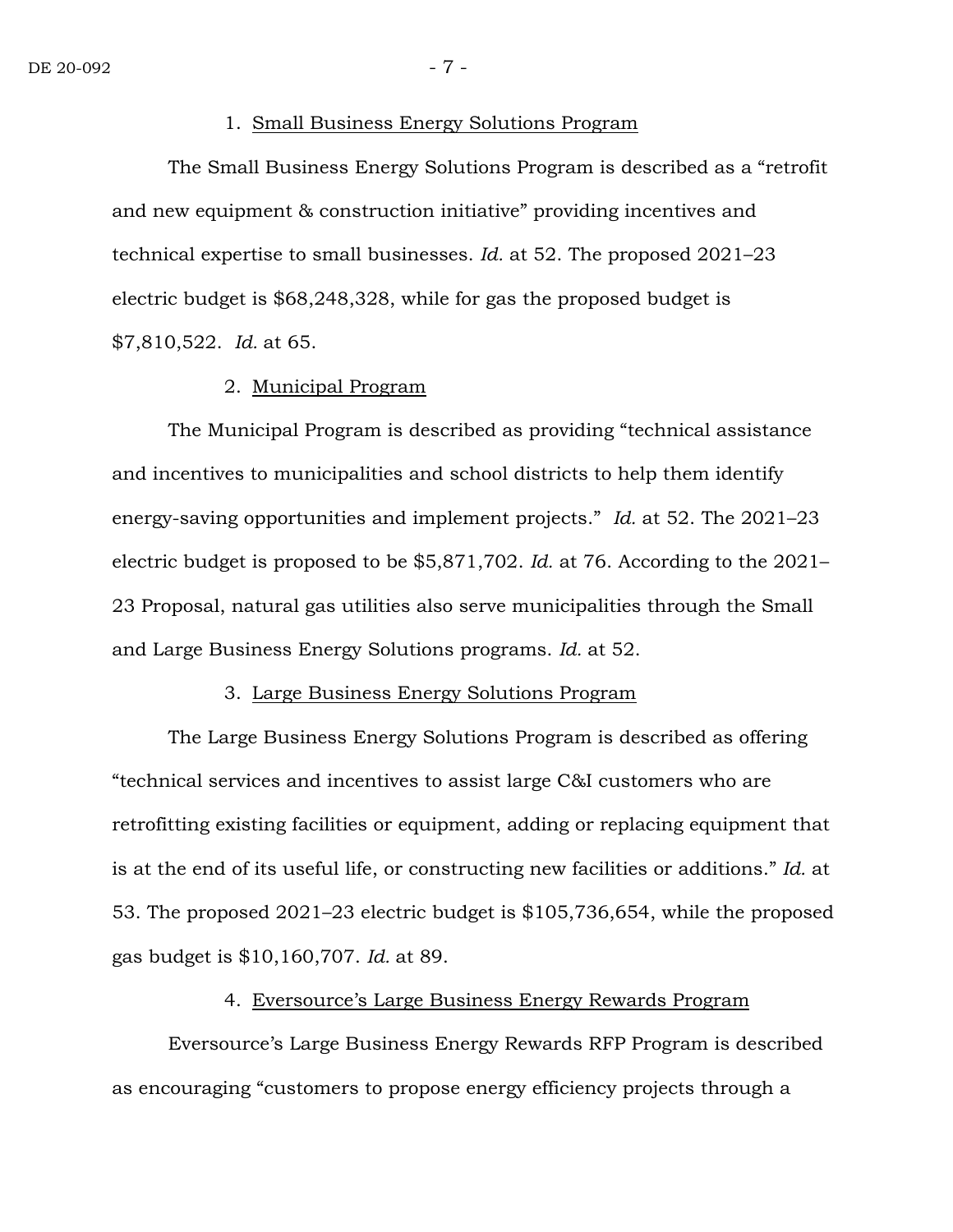1. Small Business Energy Solutions Program

The Small Business Energy Solutions Program is described as a "retrofit and new equipment & construction initiative" providing incentives and technical expertise to small businesses. *Id.* at 52. The proposed 2021–23 electric budget is $68,248,328, while for gas the proposed budget is $7,810,522. *Id.* at 65.

2. Municipal Program

The Municipal Program is described as providing "technical assistance and incentives to municipalities and school districts to help them identify energy-saving opportunities and implement projects." *Id.* at 52. The 2021–23 electric budget is proposed to be $5,871,702. *Id.* at 76. According to the 2021–23 Proposal, natural gas utilities also serve municipalities through the Small and Large Business Energy Solutions programs. *Id.* at 52.

3. Large Business Energy Solutions Program

The Large Business Energy Solutions Program is described as offering "technical services and incentives to assist large C&I customers who are retrofitting existing facilities or equipment, adding or replacing equipment that is at the end of its useful life, or constructing new facilities or additions." *Id.* at 53. The proposed 2021–23 electric budget is $105,736,654, while the proposed gas budget is $10,160,707. *Id.* at 89.

4. Eversource's Large Business Energy Rewards Program

Eversource's Large Business Energy Rewards RFP Program is described as encouraging "customers to propose energy efficiency projects through a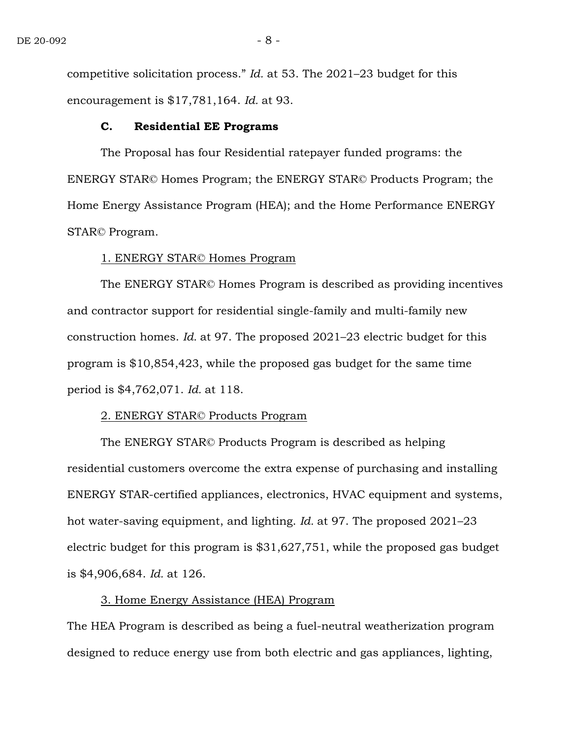competitive solicitation process." *Id.* at 53. The 2021–23 budget for this encouragement is $17,781,164. *Id.* at 93.

### C. Residential EE Programs

The Proposal has four Residential ratepayer funded programs: the ENERGY STAR© Homes Program; the ENERGY STAR© Products Program; the Home Energy Assistance Program (HEA); and the Home Performance ENERGY STAR© Program.

#### 1. ENERGY STAR© Homes Program

The ENERGY STAR© Homes Program is described as providing incentives and contractor support for residential single-family and multi-family new construction homes. *Id.* at 97. The proposed 2021–23 electric budget for this program is $10,854,423, while the proposed gas budget for the same time period is $4,762,071. *Id.* at 118.

#### 2. ENERGY STAR© Products Program

The ENERGY STAR© Products Program is described as helping residential customers overcome the extra expense of purchasing and installing ENERGY STAR-certified appliances, electronics, HVAC equipment and systems, hot water-saving equipment, and lighting. *Id.* at 97. The proposed 2021–23 electric budget for this program is $31,627,751, while the proposed gas budget is $4,906,684. *Id.* at 126.

#### 3. Home Energy Assistance (HEA) Program

The HEA Program is described as being a fuel-neutral weatherization program designed to reduce energy use from both electric and gas appliances, lighting,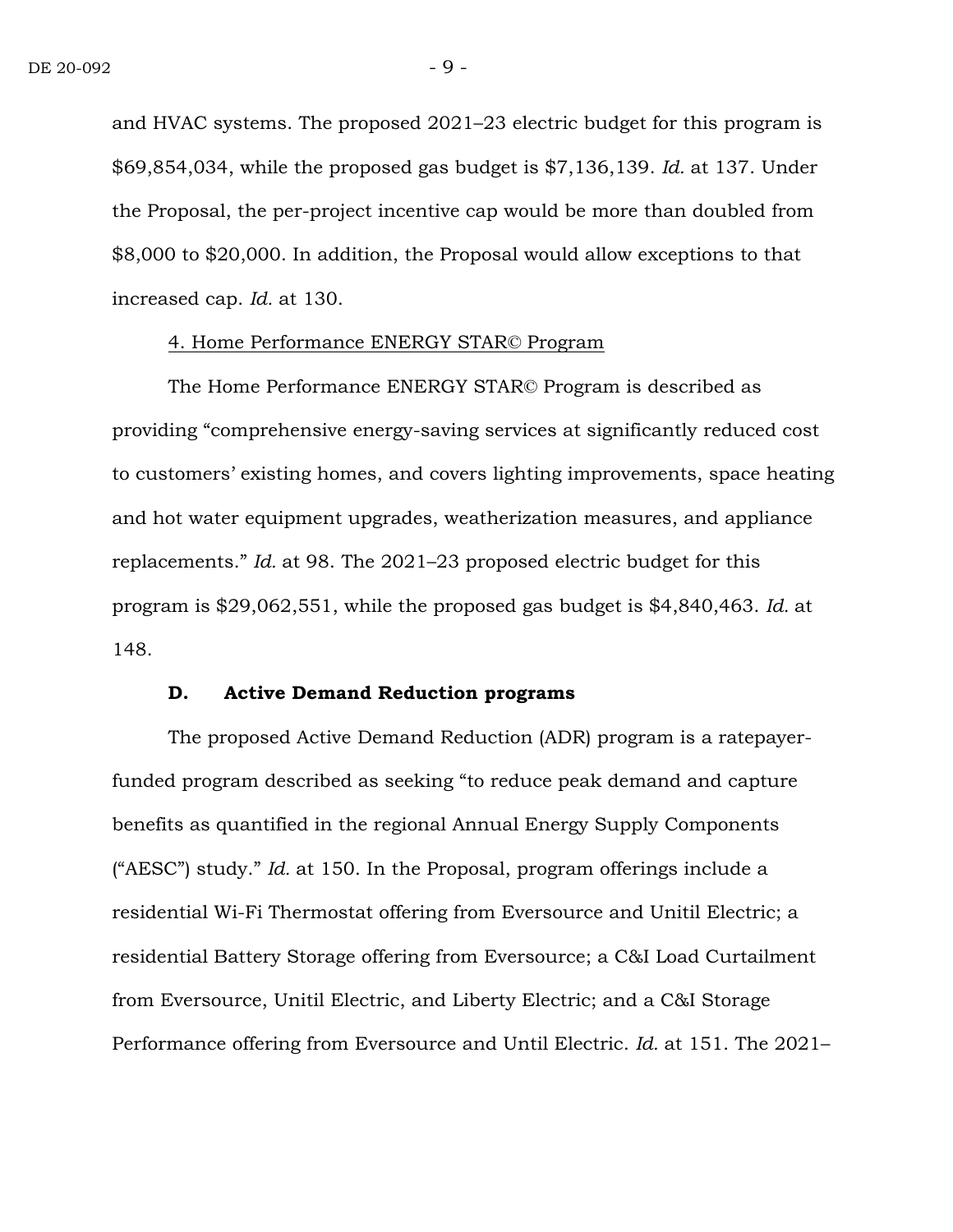and HVAC systems. The proposed 2021–23 electric budget for this program is $69,854,034, while the proposed gas budget is $7,136,139. *Id.* at 137. Under the Proposal, the per-project incentive cap would be more than doubled from $8,000 to $20,000. In addition, the Proposal would allow exceptions to that increased cap. *Id.* at 130.

4. Home Performance ENERGY STAR© Program

The Home Performance ENERGY STAR© Program is described as providing "comprehensive energy-saving services at significantly reduced cost to customers' existing homes, and covers lighting improvements, space heating and hot water equipment upgrades, weatherization measures, and appliance replacements." *Id.* at 98. The 2021–23 proposed electric budget for this program is $29,062,551, while the proposed gas budget is $4,840,463. *Id.* at 148.

**D. Active Demand Reduction programs**

The proposed Active Demand Reduction (ADR) program is a ratepayer-funded program described as seeking "to reduce peak demand and capture benefits as quantified in the regional Annual Energy Supply Components ("AESC") study." *Id.* at 150. In the Proposal, program offerings include a residential Wi-Fi Thermostat offering from Eversource and Unitil Electric; a residential Battery Storage offering from Eversource; a C&I Load Curtailment from Eversource, Unitil Electric, and Liberty Electric; and a C&I Storage Performance offering from Eversource and Until Electric. *Id.* at 151. The 2021–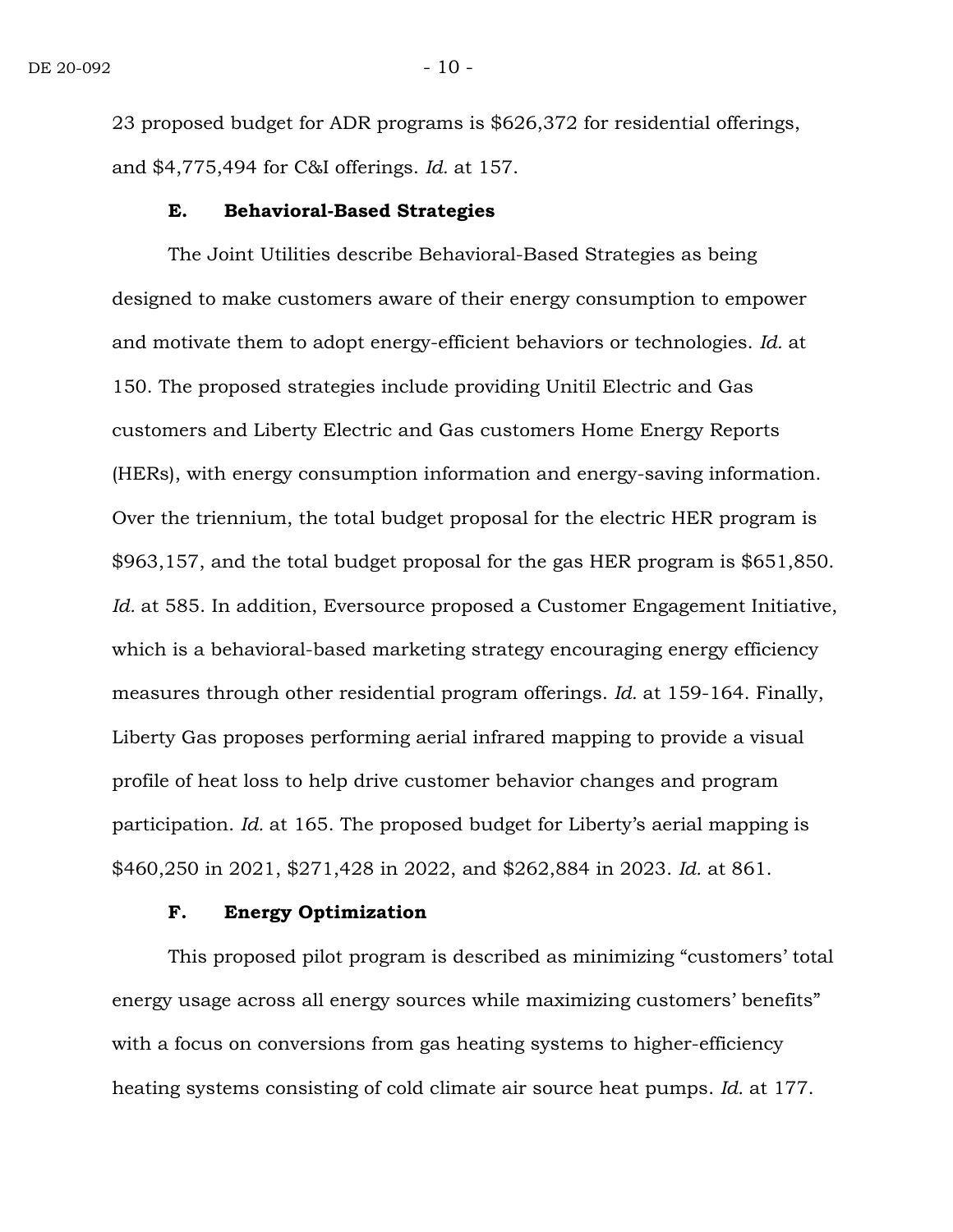23 proposed budget for ADR programs is $626,372 for residential offerings, and $4,775,494 for C&I offerings. *Id.* at 157.

### E. Behavioral-Based Strategies

The Joint Utilities describe Behavioral-Based Strategies as being designed to make customers aware of their energy consumption to empower and motivate them to adopt energy-efficient behaviors or technologies. *Id.* at 150. The proposed strategies include providing Unitil Electric and Gas customers and Liberty Electric and Gas customers Home Energy Reports (HERs), with energy consumption information and energy-saving information. Over the triennium, the total budget proposal for the electric HER program is $963,157, and the total budget proposal for the gas HER program is $651,850. *Id.* at 585. In addition, Eversource proposed a Customer Engagement Initiative, which is a behavioral-based marketing strategy encouraging energy efficiency measures through other residential program offerings. *Id.* at 159-164. Finally, Liberty Gas proposes performing aerial infrared mapping to provide a visual profile of heat loss to help drive customer behavior changes and program participation. *Id.* at 165. The proposed budget for Liberty's aerial mapping is $460,250 in 2021, $271,428 in 2022, and $262,884 in 2023. *Id.* at 861.

### F. Energy Optimization

This proposed pilot program is described as minimizing "customers' total energy usage across all energy sources while maximizing customers' benefits" with a focus on conversions from gas heating systems to higher-efficiency heating systems consisting of cold climate air source heat pumps. *Id.* at 177.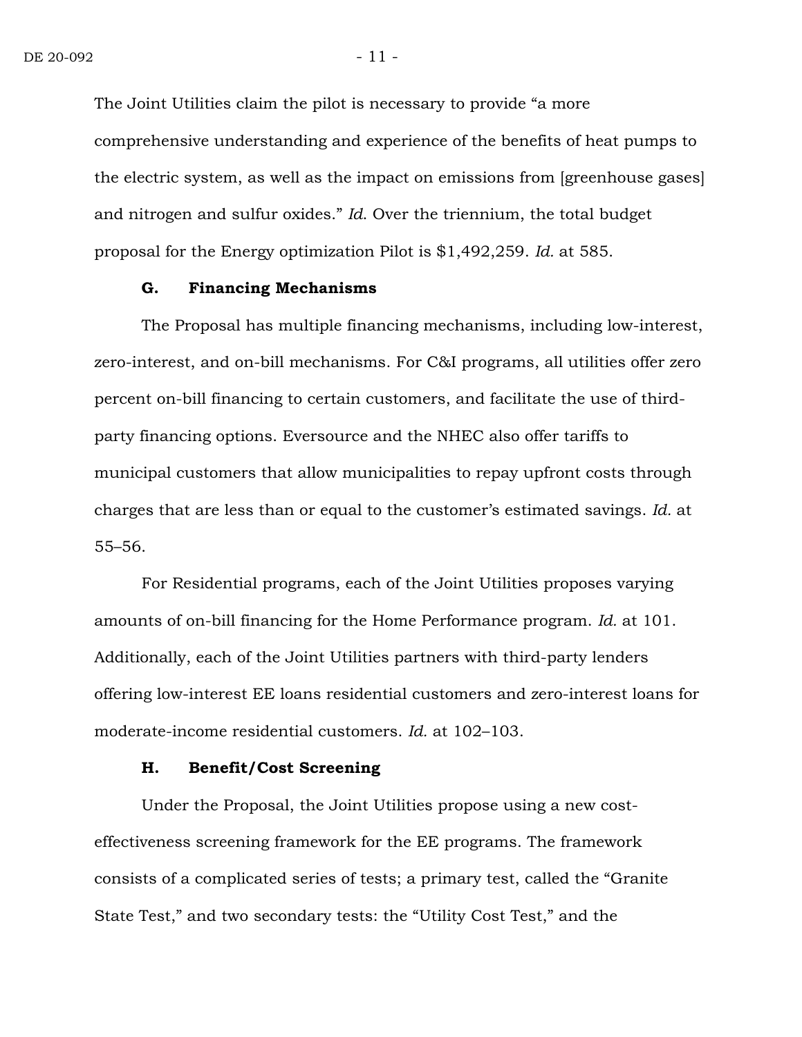The Joint Utilities claim the pilot is necessary to provide "a more comprehensive understanding and experience of the benefits of heat pumps to the electric system, as well as the impact on emissions from [greenhouse gases] and nitrogen and sulfur oxides." *Id.* Over the triennium, the total budget proposal for the Energy optimization Pilot is $1,492,259. *Id.* at 585.

### G. Financing Mechanisms

The Proposal has multiple financing mechanisms, including low-interest, zero-interest, and on-bill mechanisms. For C&I programs, all utilities offer zero percent on-bill financing to certain customers, and facilitate the use of third-party financing options. Eversource and the NHEC also offer tariffs to municipal customers that allow municipalities to repay upfront costs through charges that are less than or equal to the customer's estimated savings. *Id.* at 55–56.

For Residential programs, each of the Joint Utilities proposes varying amounts of on-bill financing for the Home Performance program. *Id.* at 101. Additionally, each of the Joint Utilities partners with third-party lenders offering low-interest EE loans residential customers and zero-interest loans for moderate-income residential customers. *Id.* at 102–103.

### H. Benefit/Cost Screening

Under the Proposal, the Joint Utilities propose using a new cost-effectiveness screening framework for the EE programs. The framework consists of a complicated series of tests; a primary test, called the "Granite State Test," and two secondary tests: the "Utility Cost Test," and the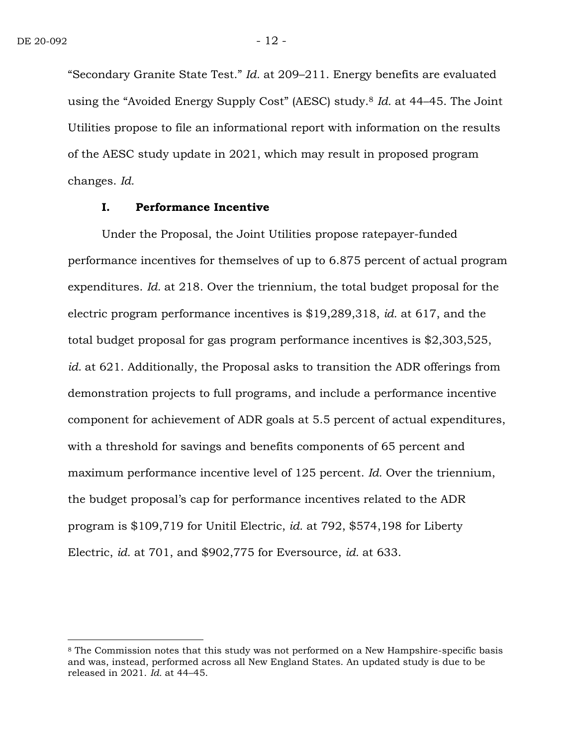"Secondary Granite State Test." *Id.* at 209–211. Energy benefits are evaluated using the "Avoided Energy Supply Cost" (AESC) study.[8] *Id.* at 44–45. The Joint Utilities propose to file an informational report with information on the results of the AESC study update in 2021, which may result in proposed program changes. *Id.*

### I. Performance Incentive

Under the Proposal, the Joint Utilities propose ratepayer-funded performance incentives for themselves of up to 6.875 percent of actual program expenditures. *Id.* at 218. Over the triennium, the total budget proposal for the electric program performance incentives is $19,289,318, *id.* at 617, and the total budget proposal for gas program performance incentives is $2,303,525, *id.* at 621. Additionally, the Proposal asks to transition the ADR offerings from demonstration projects to full programs, and include a performance incentive component for achievement of ADR goals at 5.5 percent of actual expenditures, with a threshold for savings and benefits components of 65 percent and maximum performance incentive level of 125 percent. *Id.* Over the triennium, the budget proposal's cap for performance incentives related to the ADR program is $109,719 for Unitil Electric, *id.* at 792, $574,198 for Liberty Electric, *id.* at 701, and $902,775 for Eversource, *id.* at 633.

---

[8] The Commission notes that this study was not performed on a New Hampshire-specific basis and was, instead, performed across all New England States. An updated study is due to be released in 2021. *Id.* at 44–45.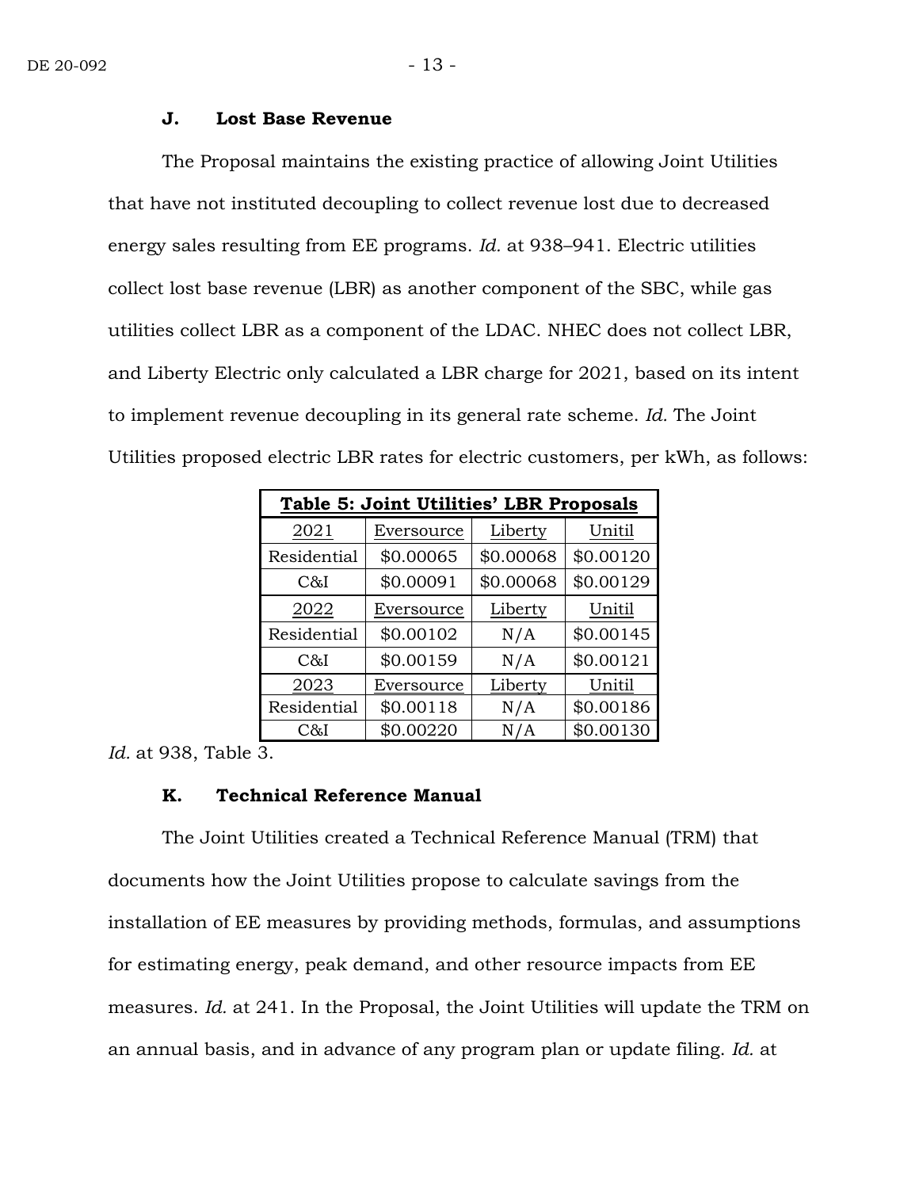### J. Lost Base Revenue

The Proposal maintains the existing practice of allowing Joint Utilities that have not instituted decoupling to collect revenue lost due to decreased energy sales resulting from EE programs. *Id.* at 938–941. Electric utilities collect lost base revenue (LBR) as another component of the SBC, while gas utilities collect LBR as a component of the LDAC. NHEC does not collect LBR, and Liberty Electric only calculated a LBR charge for 2021, based on its intent to implement revenue decoupling in its general rate scheme. *Id.* The Joint Utilities proposed electric LBR rates for electric customers, per kWh, as follows:

| **Table 5: Joint Utilities' LBR Proposals** | | | |
|---|---|---|---|
| 2021 | Eversource | Liberty | Unitil |
| Residential | $0.00065 | $0.00068 | $0.00120 |
| C&I | $0.00091 | $0.00068 | $0.00129 |
| 2022 | Eversource | Liberty | Unitil |
| Residential | $0.00102 | N/A | $0.00145 |
| C&I | $0.00159 | N/A | $0.00121 |
| 2023 | Eversource | Liberty | Unitil |
| Residential | $0.00118 | N/A | $0.00186 |
| C&I | $0.00220 | N/A | $0.00130 |

*Id.* at 938, Table 3.

### K. Technical Reference Manual

The Joint Utilities created a Technical Reference Manual (TRM) that documents how the Joint Utilities propose to calculate savings from the installation of EE measures by providing methods, formulas, and assumptions for estimating energy, peak demand, and other resource impacts from EE measures. *Id.* at 241. In the Proposal, the Joint Utilities will update the TRM on an annual basis, and in advance of any program plan or update filing. *Id.* at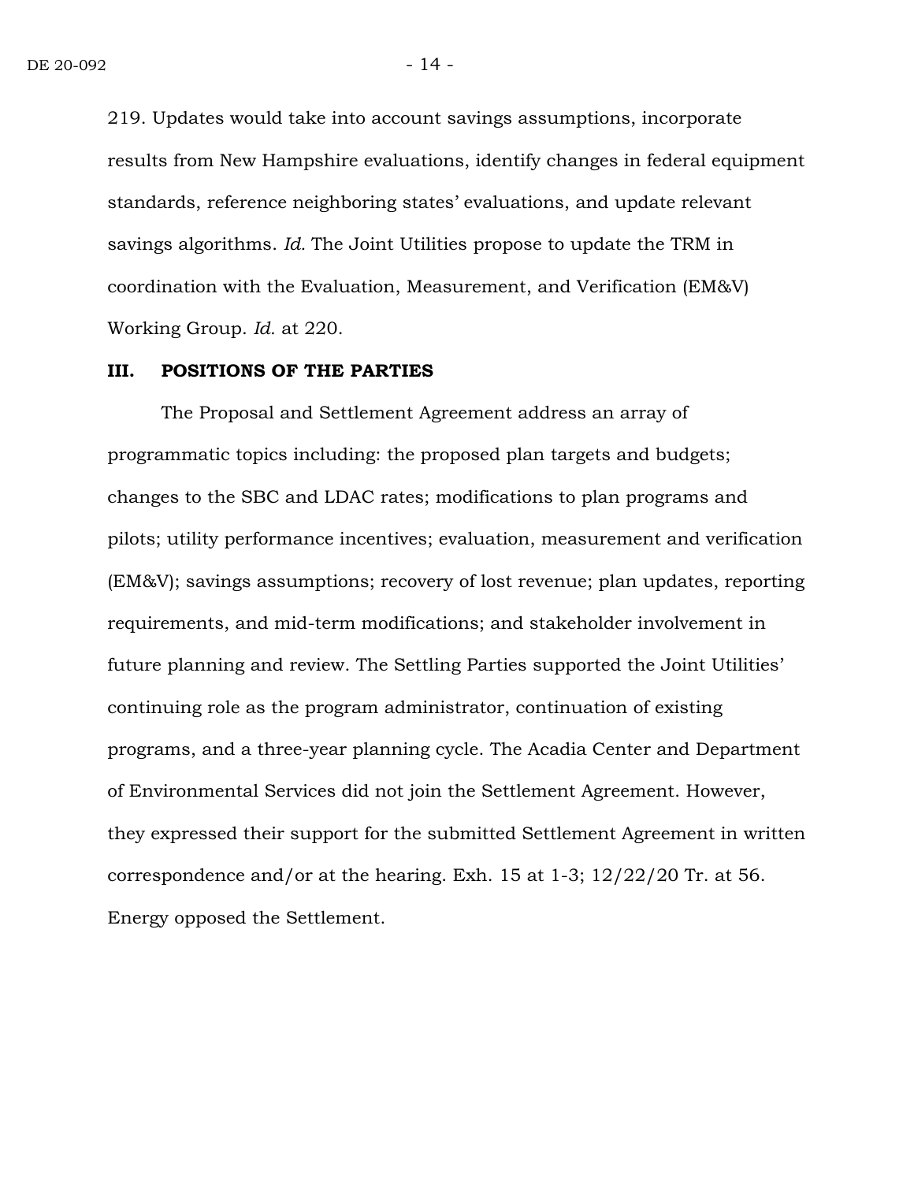219. Updates would take into account savings assumptions, incorporate results from New Hampshire evaluations, identify changes in federal equipment standards, reference neighboring states' evaluations, and update relevant savings algorithms. *Id.* The Joint Utilities propose to update the TRM in coordination with the Evaluation, Measurement, and Verification (EM&V) Working Group. *Id.* at 220.

## III. POSITIONS OF THE PARTIES

The Proposal and Settlement Agreement address an array of programmatic topics including: the proposed plan targets and budgets; changes to the SBC and LDAC rates; modifications to plan programs and pilots; utility performance incentives; evaluation, measurement and verification (EM&V); savings assumptions; recovery of lost revenue; plan updates, reporting requirements, and mid-term modifications; and stakeholder involvement in future planning and review. The Settling Parties supported the Joint Utilities' continuing role as the program administrator, continuation of existing programs, and a three-year planning cycle. The Acadia Center and Department of Environmental Services did not join the Settlement Agreement. However, they expressed their support for the submitted Settlement Agreement in written correspondence and/or at the hearing. Exh. 15 at 1-3; 12/22/20 Tr. at 56. Energy opposed the Settlement.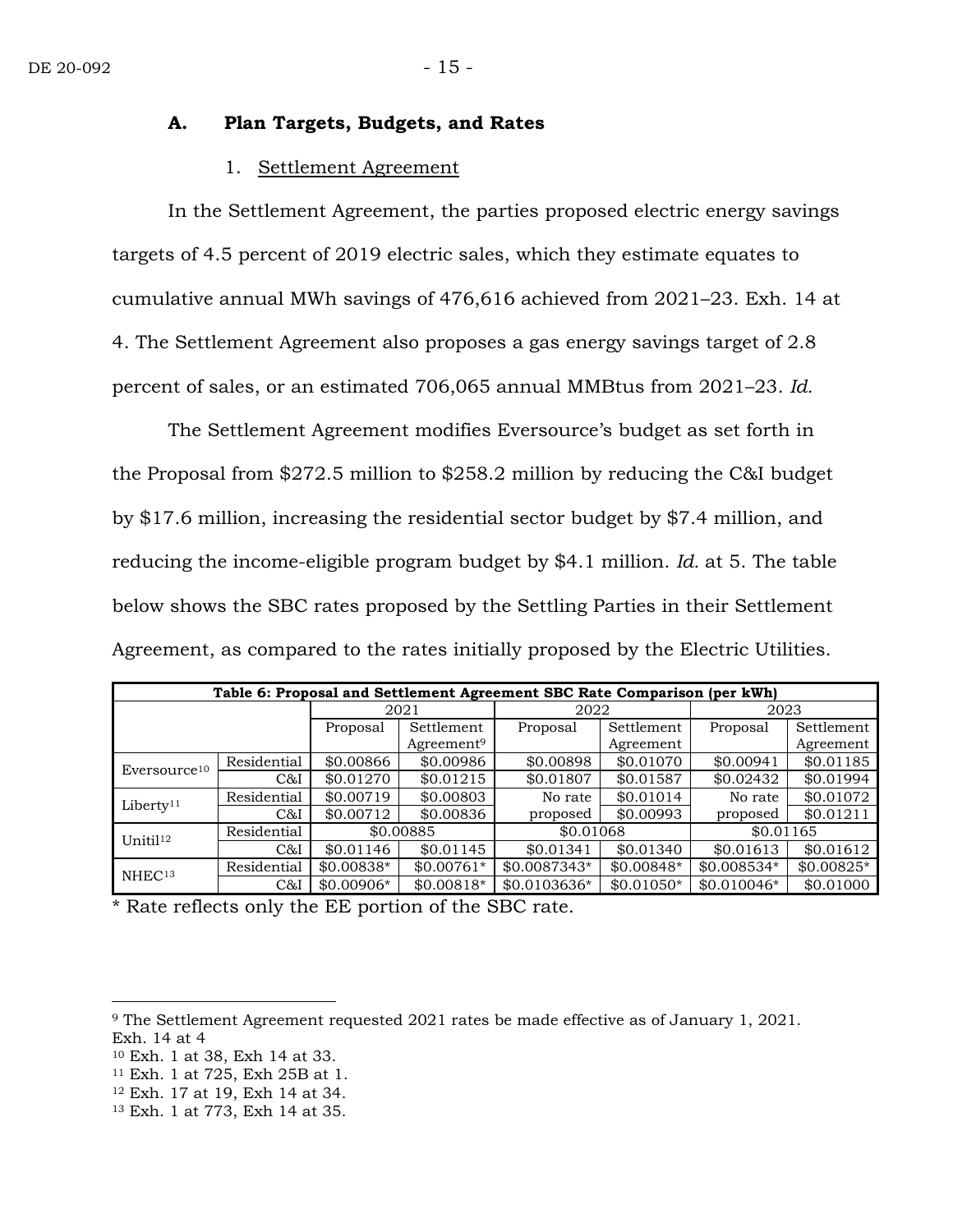### A. Plan Targets, Budgets, and Rates

1. Settlement Agreement

In the Settlement Agreement, the parties proposed electric energy savings targets of 4.5 percent of 2019 electric sales, which they estimate equates to cumulative annual MWh savings of 476,616 achieved from 2021–23. Exh. 14 at 4. The Settlement Agreement also proposes a gas energy savings target of 2.8 percent of sales, or an estimated 706,065 annual MMBtus from 2021–23. *Id.*

The Settlement Agreement modifies Eversource's budget as set forth in the Proposal from $272.5 million to $258.2 million by reducing the C&I budget by $17.6 million, increasing the residential sector budget by $7.4 million, and reducing the income-eligible program budget by $4.1 million. *Id.* at 5. The table below shows the SBC rates proposed by the Settling Parties in their Settlement Agreement, as compared to the rates initially proposed by the Electric Utilities.

**Table 6: Proposal and Settlement Agreement SBC Rate Comparison (per kWh)**

| | | 2021 | | 2022 | | 2023 | |
|---|---|---|---|---|---|---|---|
| | | Proposal | Settlement Agreement[9] | Proposal | Settlement Agreement | Proposal | Settlement Agreement |
| Eversource[10] | Residential | $0.00866 | $0.00986 | $0.00898 | $0.01070 | $0.00941 | $0.01185 |
| | C&I | $0.01270 | $0.01215 | $0.01807 | $0.01587 | $0.02432 | $0.01994 |
| Liberty[11] | Residential | $0.00719 | $0.00803 | No rate proposed | $0.01014 | No rate proposed | $0.01072 |
| | C&I | $0.00712 | $0.00836 | | $0.00993 | | $0.01211 |
| Unitil[12] | Residential | $0.00885 | | $0.01068 | | $0.01165 | |
| | C&I | $0.01146 | $0.01145 | $0.01341 | $0.01340 | $0.01613 | $0.01612 |
| NHEC[13] | Residential | $0.00838* | $0.00761* | $0.0087343* | $0.00848* | $0.008534* | $0.00825* |
| | C&I | $0.00906* | $0.00818* | $0.0103636* | $0.01050* | $0.010046* | $0.01000 |

\* Rate reflects only the EE portion of the SBC rate.

---

[9] The Settlement Agreement requested 2021 rates be made effective as of January 1, 2021. Exh. 14 at 4

[10] Exh. 1 at 38, Exh 14 at 33.

[11] Exh. 1 at 725, Exh 25B at 1.

[12] Exh. 17 at 19, Exh 14 at 34.

[13] Exh. 1 at 773, Exh 14 at 35.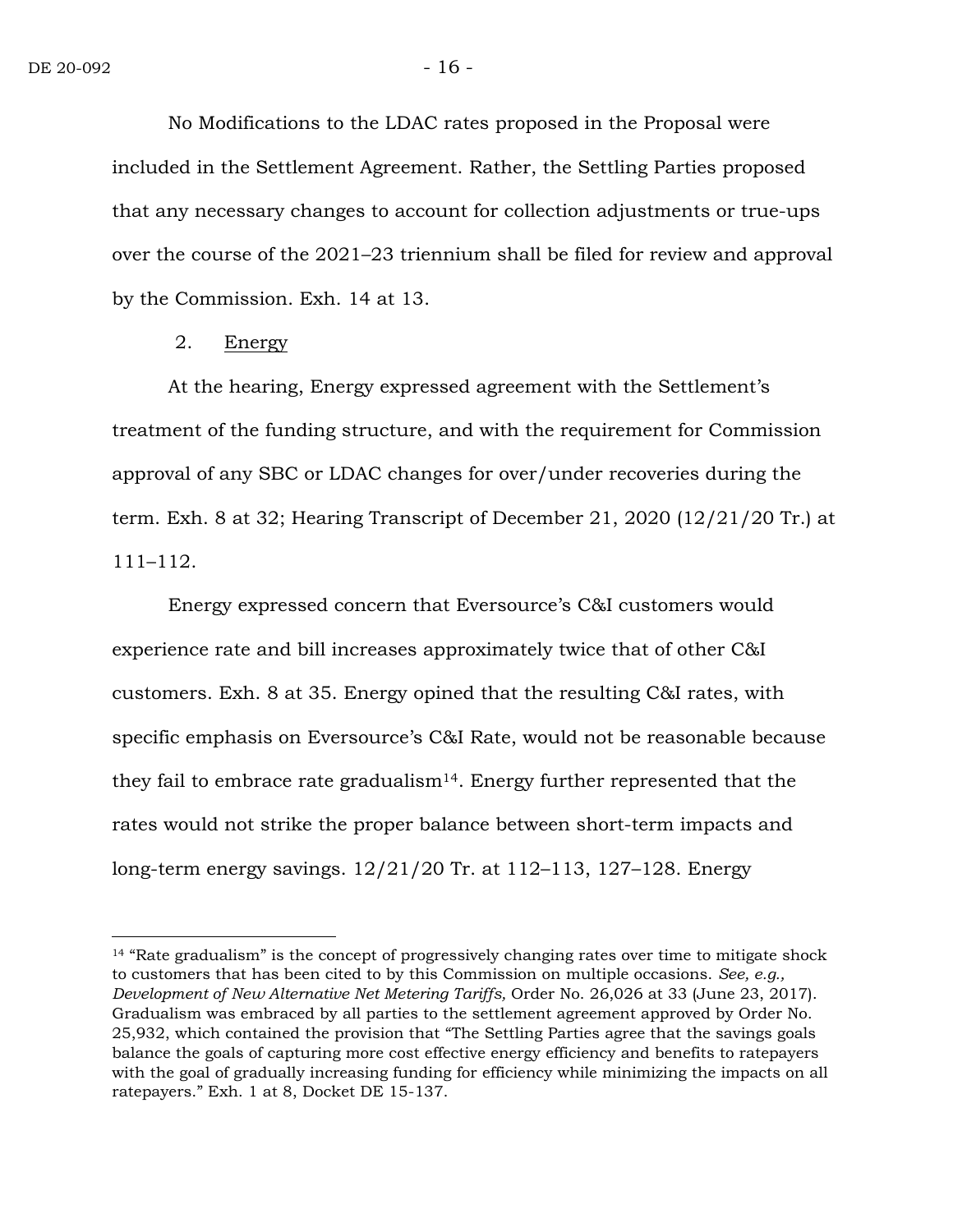No Modifications to the LDAC rates proposed in the Proposal were included in the Settlement Agreement. Rather, the Settling Parties proposed that any necessary changes to account for collection adjustments or true-ups over the course of the 2021–23 triennium shall be filed for review and approval by the Commission. Exh. 14 at 13.

2. Energy

At the hearing, Energy expressed agreement with the Settlement's treatment of the funding structure, and with the requirement for Commission approval of any SBC or LDAC changes for over/under recoveries during the term. Exh. 8 at 32; Hearing Transcript of December 21, 2020 (12/21/20 Tr.) at 111–112.

Energy expressed concern that Eversource's C&I customers would experience rate and bill increases approximately twice that of other C&I customers. Exh. 8 at 35. Energy opined that the resulting C&I rates, with specific emphasis on Eversource's C&I Rate, would not be reasonable because they fail to embrace rate gradualism[14]. Energy further represented that the rates would not strike the proper balance between short-term impacts and long-term energy savings. 12/21/20 Tr. at 112–113, 127–128. Energy

[14] "Rate gradualism" is the concept of progressively changing rates over time to mitigate shock to customers that has been cited to by this Commission on multiple occasions. *See, e.g., Development of New Alternative Net Metering Tariffs,* Order No. 26,026 at 33 (June 23, 2017). Gradualism was embraced by all parties to the settlement agreement approved by Order No. 25,932, which contained the provision that "The Settling Parties agree that the savings goals balance the goals of capturing more cost effective energy efficiency and benefits to ratepayers with the goal of gradually increasing funding for efficiency while minimizing the impacts on all ratepayers." Exh. 1 at 8, Docket DE 15-137.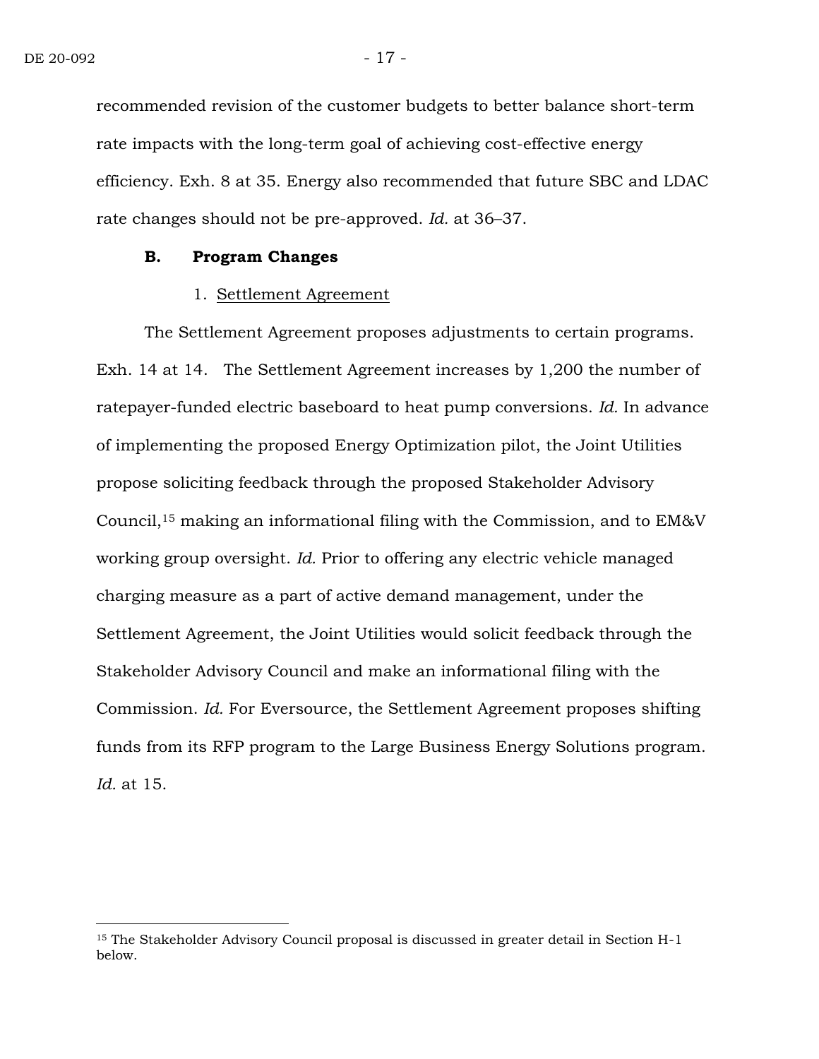recommended revision of the customer budgets to better balance short-term rate impacts with the long-term goal of achieving cost-effective energy efficiency. Exh. 8 at 35. Energy also recommended that future SBC and LDAC rate changes should not be pre-approved. *Id.* at 36–37.

### B. Program Changes

#### 1. Settlement Agreement

The Settlement Agreement proposes adjustments to certain programs. Exh. 14 at 14. The Settlement Agreement increases by 1,200 the number of ratepayer-funded electric baseboard to heat pump conversions. *Id.* In advance of implementing the proposed Energy Optimization pilot, the Joint Utilities propose soliciting feedback through the proposed Stakeholder Advisory Council,[15] making an informational filing with the Commission, and to EM&V working group oversight. *Id.* Prior to offering any electric vehicle managed charging measure as a part of active demand management, under the Settlement Agreement, the Joint Utilities would solicit feedback through the Stakeholder Advisory Council and make an informational filing with the Commission. *Id.* For Eversource, the Settlement Agreement proposes shifting funds from its RFP program to the Large Business Energy Solutions program. *Id.* at 15.

---

[15] The Stakeholder Advisory Council proposal is discussed in greater detail in Section H-1 below.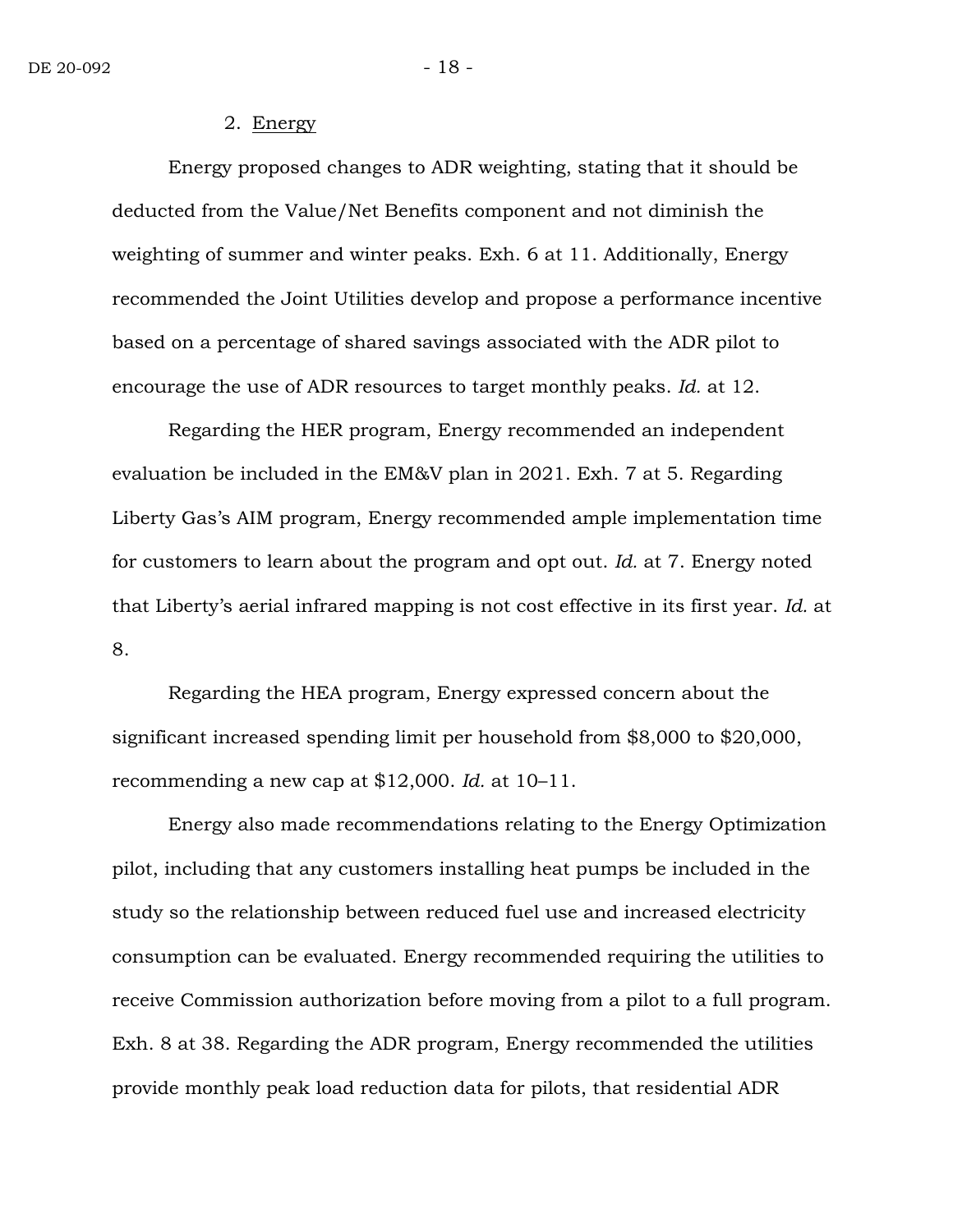2. Energy

Energy proposed changes to ADR weighting, stating that it should be deducted from the Value/Net Benefits component and not diminish the weighting of summer and winter peaks. Exh. 6 at 11. Additionally, Energy recommended the Joint Utilities develop and propose a performance incentive based on a percentage of shared savings associated with the ADR pilot to encourage the use of ADR resources to target monthly peaks. *Id.* at 12.

Regarding the HER program, Energy recommended an independent evaluation be included in the EM&V plan in 2021. Exh. 7 at 5. Regarding Liberty Gas's AIM program, Energy recommended ample implementation time for customers to learn about the program and opt out. *Id.* at 7. Energy noted that Liberty's aerial infrared mapping is not cost effective in its first year. *Id.* at 8.

Regarding the HEA program, Energy expressed concern about the significant increased spending limit per household from $8,000 to $20,000, recommending a new cap at $12,000. *Id.* at 10–11.

Energy also made recommendations relating to the Energy Optimization pilot, including that any customers installing heat pumps be included in the study so the relationship between reduced fuel use and increased electricity consumption can be evaluated. Energy recommended requiring the utilities to receive Commission authorization before moving from a pilot to a full program. Exh. 8 at 38. Regarding the ADR program, Energy recommended the utilities provide monthly peak load reduction data for pilots, that residential ADR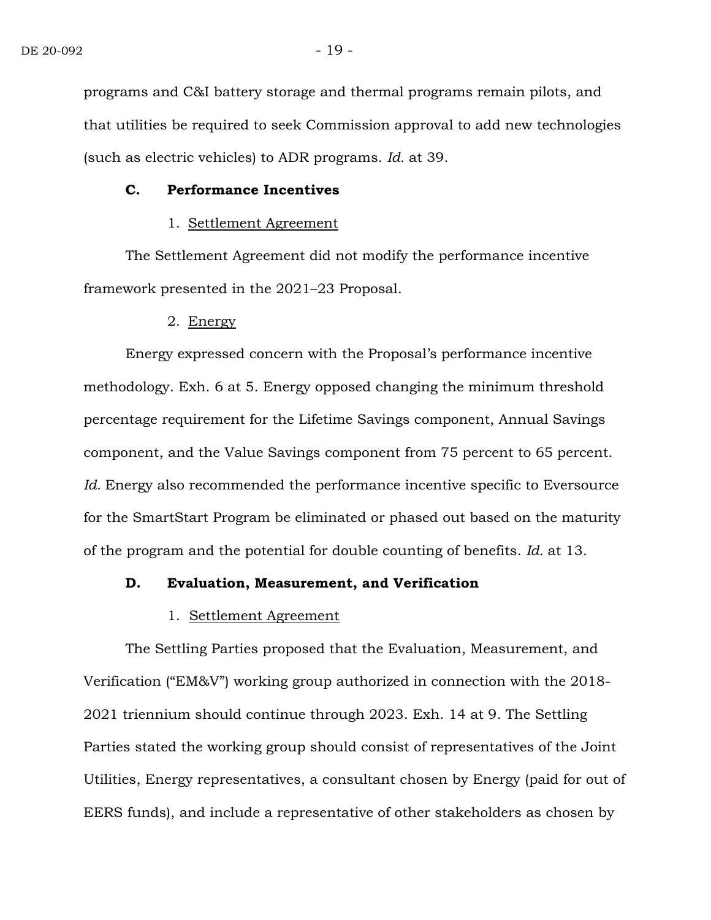programs and C&I battery storage and thermal programs remain pilots, and that utilities be required to seek Commission approval to add new technologies (such as electric vehicles) to ADR programs. *Id.* at 39.

### C. Performance Incentives

#### 1. Settlement Agreement

The Settlement Agreement did not modify the performance incentive framework presented in the 2021–23 Proposal.

#### 2. Energy

Energy expressed concern with the Proposal's performance incentive methodology. Exh. 6 at 5. Energy opposed changing the minimum threshold percentage requirement for the Lifetime Savings component, Annual Savings component, and the Value Savings component from 75 percent to 65 percent. *Id.* Energy also recommended the performance incentive specific to Eversource for the SmartStart Program be eliminated or phased out based on the maturity of the program and the potential for double counting of benefits. *Id.* at 13.

### D. Evaluation, Measurement, and Verification

#### 1. Settlement Agreement

The Settling Parties proposed that the Evaluation, Measurement, and Verification ("EM&V") working group authorized in connection with the 2018-2021 triennium should continue through 2023. Exh. 14 at 9. The Settling Parties stated the working group should consist of representatives of the Joint Utilities, Energy representatives, a consultant chosen by Energy (paid for out of EERS funds), and include a representative of other stakeholders as chosen by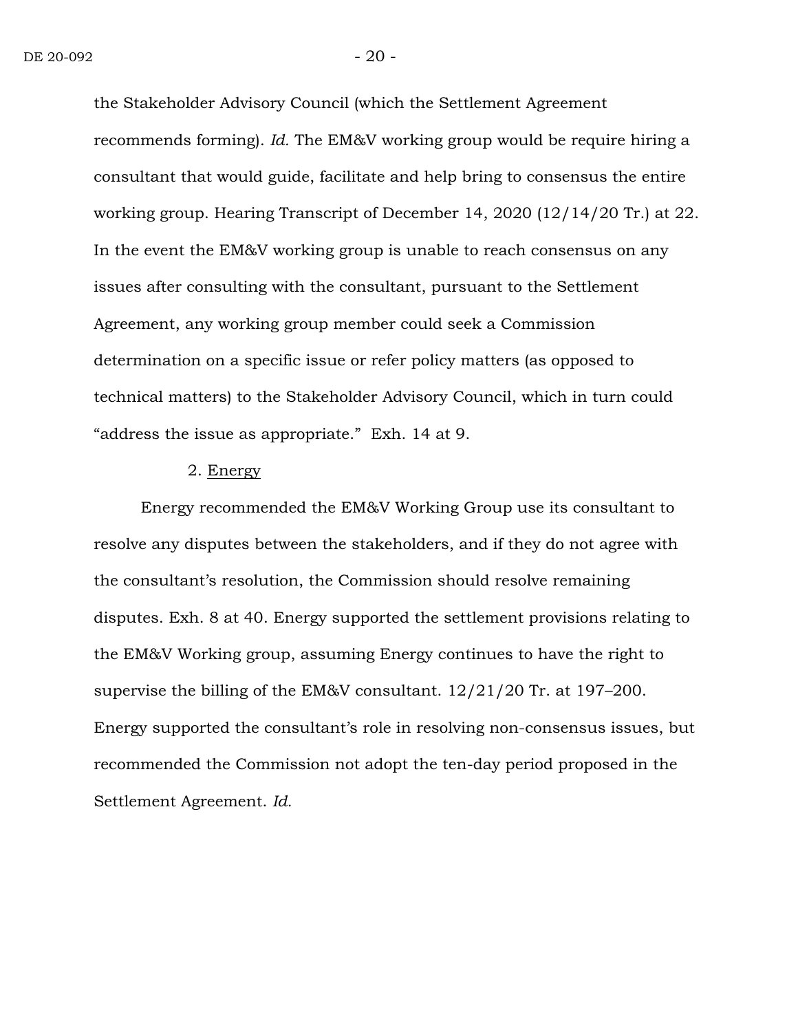the Stakeholder Advisory Council (which the Settlement Agreement recommends forming). *Id.* The EM&V working group would be require hiring a consultant that would guide, facilitate and help bring to consensus the entire working group. Hearing Transcript of December 14, 2020 (12/14/20 Tr.) at 22. In the event the EM&V working group is unable to reach consensus on any issues after consulting with the consultant, pursuant to the Settlement Agreement, any working group member could seek a Commission determination on a specific issue or refer policy matters (as opposed to technical matters) to the Stakeholder Advisory Council, which in turn could "address the issue as appropriate." Exh. 14 at 9.

2. Energy

Energy recommended the EM&V Working Group use its consultant to resolve any disputes between the stakeholders, and if they do not agree with the consultant's resolution, the Commission should resolve remaining disputes. Exh. 8 at 40. Energy supported the settlement provisions relating to the EM&V Working group, assuming Energy continues to have the right to supervise the billing of the EM&V consultant. 12/21/20 Tr. at 197–200. Energy supported the consultant's role in resolving non-consensus issues, but recommended the Commission not adopt the ten-day period proposed in the Settlement Agreement. *Id.*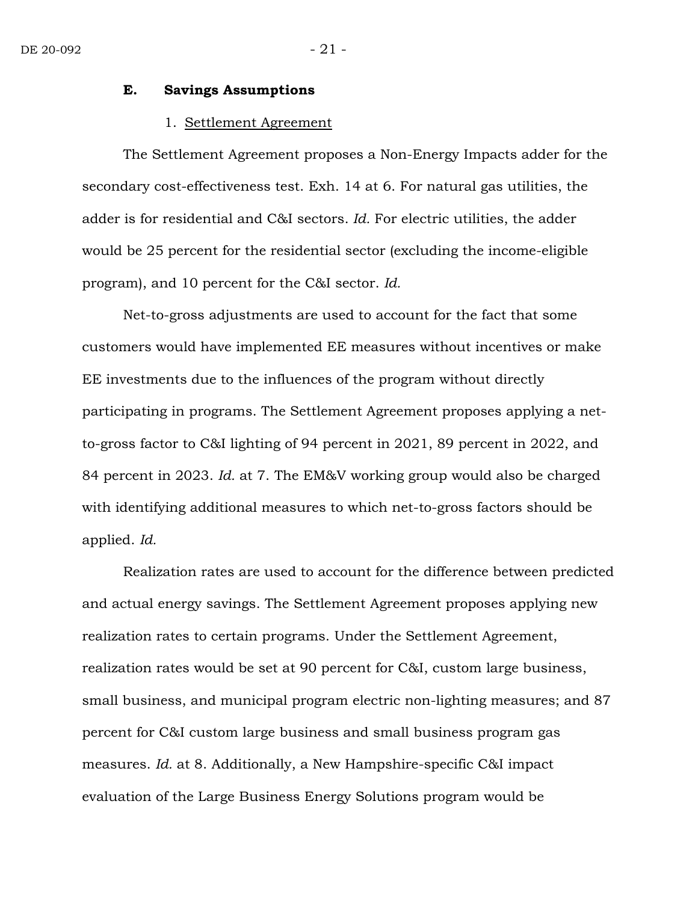### E. Savings Assumptions

#### 1. Settlement Agreement

The Settlement Agreement proposes a Non-Energy Impacts adder for the secondary cost-effectiveness test. Exh. 14 at 6. For natural gas utilities, the adder is for residential and C&I sectors. *Id.* For electric utilities, the adder would be 25 percent for the residential sector (excluding the income-eligible program), and 10 percent for the C&I sector. *Id.*

Net-to-gross adjustments are used to account for the fact that some customers would have implemented EE measures without incentives or make EE investments due to the influences of the program without directly participating in programs. The Settlement Agreement proposes applying a net-to-gross factor to C&I lighting of 94 percent in 2021, 89 percent in 2022, and 84 percent in 2023. *Id.* at 7. The EM&V working group would also be charged with identifying additional measures to which net-to-gross factors should be applied. *Id.*

Realization rates are used to account for the difference between predicted and actual energy savings. The Settlement Agreement proposes applying new realization rates to certain programs. Under the Settlement Agreement, realization rates would be set at 90 percent for C&I, custom large business, small business, and municipal program electric non-lighting measures; and 87 percent for C&I custom large business and small business program gas measures. *Id.* at 8. Additionally, a New Hampshire-specific C&I impact evaluation of the Large Business Energy Solutions program would be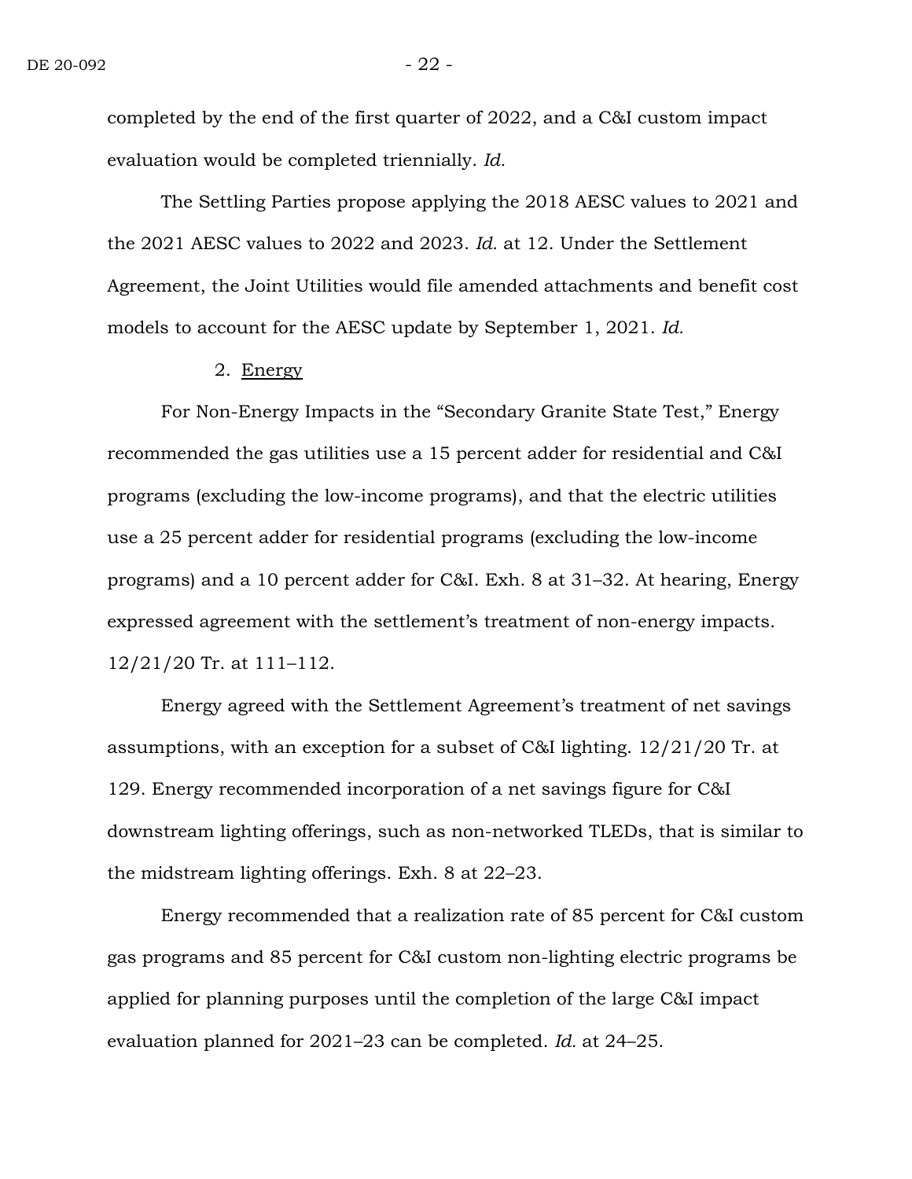completed by the end of the first quarter of 2022, and a C&I custom impact evaluation would be completed triennially. *Id.*

The Settling Parties propose applying the 2018 AESC values to 2021 and the 2021 AESC values to 2022 and 2023. *Id.* at 12. Under the Settlement Agreement, the Joint Utilities would file amended attachments and benefit cost models to account for the AESC update by September 1, 2021. *Id.*

2. <u>Energy</u>

For Non-Energy Impacts in the "Secondary Granite State Test," Energy recommended the gas utilities use a 15 percent adder for residential and C&I programs (excluding the low-income programs), and that the electric utilities use a 25 percent adder for residential programs (excluding the low-income programs) and a 10 percent adder for C&I. Exh. 8 at 31–32. At hearing, Energy expressed agreement with the settlement's treatment of non-energy impacts. 12/21/20 Tr. at 111–112.

Energy agreed with the Settlement Agreement's treatment of net savings assumptions, with an exception for a subset of C&I lighting. 12/21/20 Tr. at 129. Energy recommended incorporation of a net savings figure for C&I downstream lighting offerings, such as non-networked TLEDs, that is similar to the midstream lighting offerings. Exh. 8 at 22–23.

Energy recommended that a realization rate of 85 percent for C&I custom gas programs and 85 percent for C&I custom non-lighting electric programs be applied for planning purposes until the completion of the large C&I impact evaluation planned for 2021–23 can be completed. *Id.* at 24–25.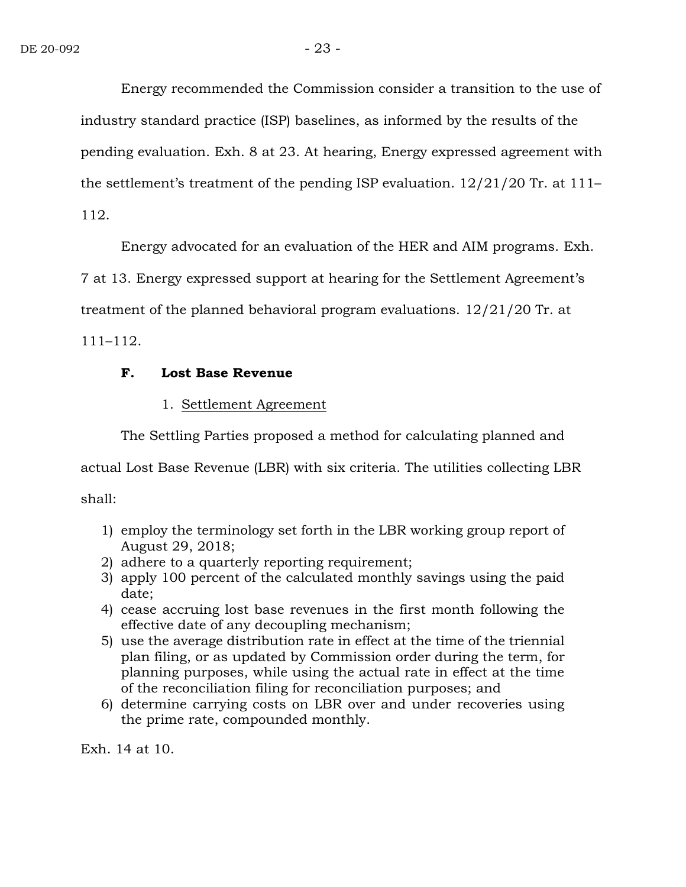Energy recommended the Commission consider a transition to the use of industry standard practice (ISP) baselines, as informed by the results of the pending evaluation. Exh. 8 at 23. At hearing, Energy expressed agreement with the settlement's treatment of the pending ISP evaluation. 12/21/20 Tr. at 111–112.

Energy advocated for an evaluation of the HER and AIM programs. Exh. 7 at 13. Energy expressed support at hearing for the Settlement Agreement's treatment of the planned behavioral program evaluations. 12/21/20 Tr. at 111–112.

### F. Lost Base Revenue

#### 1. Settlement Agreement

The Settling Parties proposed a method for calculating planned and actual Lost Base Revenue (LBR) with six criteria. The utilities collecting LBR shall:

1) employ the terminology set forth in the LBR working group report of August 29, 2018;
2) adhere to a quarterly reporting requirement;
3) apply 100 percent of the calculated monthly savings using the paid date;
4) cease accruing lost base revenues in the first month following the effective date of any decoupling mechanism;
5) use the average distribution rate in effect at the time of the triennial plan filing, or as updated by Commission order during the term, for planning purposes, while using the actual rate in effect at the time of the reconciliation filing for reconciliation purposes; and
6) determine carrying costs on LBR over and under recoveries using the prime rate, compounded monthly.

Exh. 14 at 10.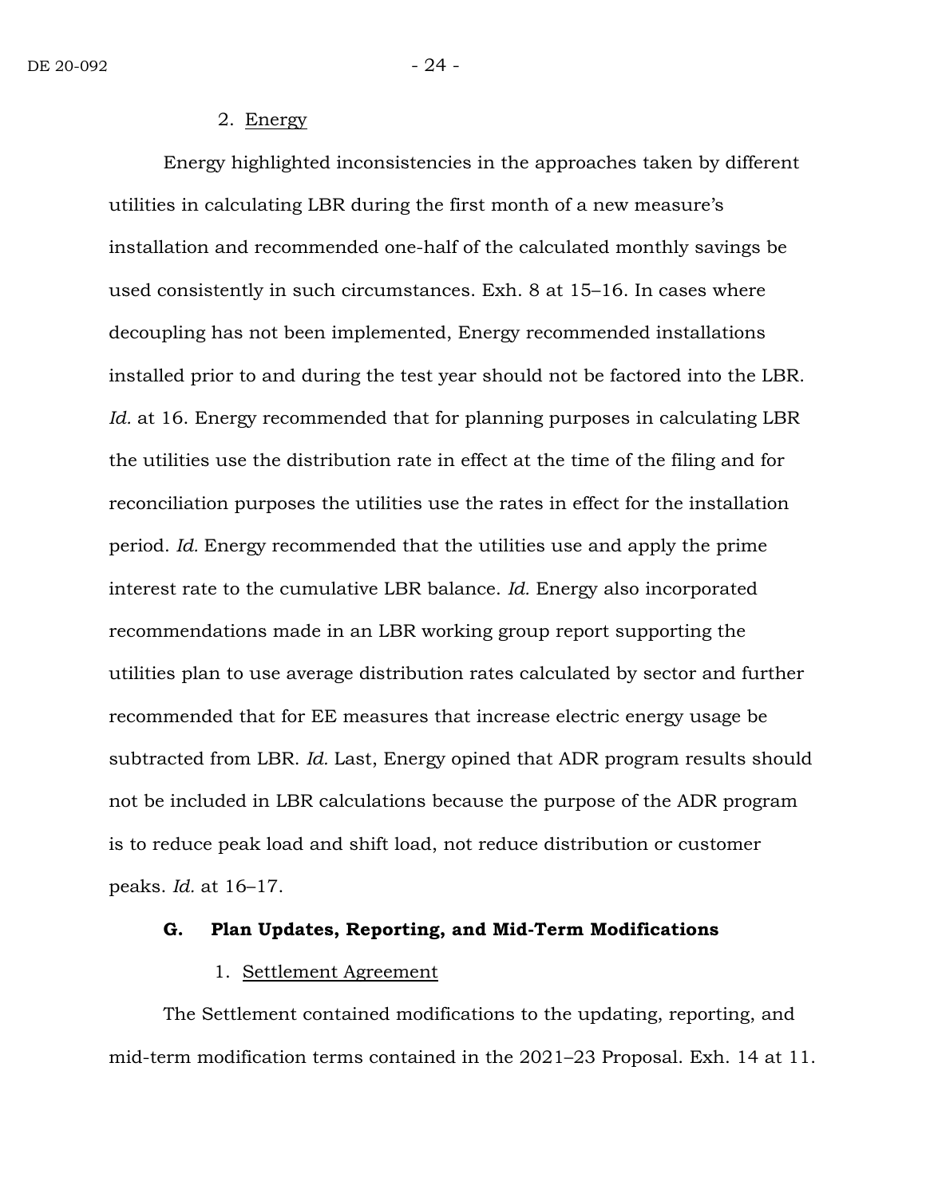2. Energy

Energy highlighted inconsistencies in the approaches taken by different utilities in calculating LBR during the first month of a new measure's installation and recommended one-half of the calculated monthly savings be used consistently in such circumstances. Exh. 8 at 15–16. In cases where decoupling has not been implemented, Energy recommended installations installed prior to and during the test year should not be factored into the LBR. *Id.* at 16. Energy recommended that for planning purposes in calculating LBR the utilities use the distribution rate in effect at the time of the filing and for reconciliation purposes the utilities use the rates in effect for the installation period. *Id.* Energy recommended that the utilities use and apply the prime interest rate to the cumulative LBR balance. *Id.* Energy also incorporated recommendations made in an LBR working group report supporting the utilities plan to use average distribution rates calculated by sector and further recommended that for EE measures that increase electric energy usage be subtracted from LBR. *Id.* Last, Energy opined that ADR program results should not be included in LBR calculations because the purpose of the ADR program is to reduce peak load and shift load, not reduce distribution or customer peaks. *Id.* at 16–17.

### G. Plan Updates, Reporting, and Mid-Term Modifications

1. Settlement Agreement

The Settlement contained modifications to the updating, reporting, and mid-term modification terms contained in the 2021–23 Proposal. Exh. 14 at 11.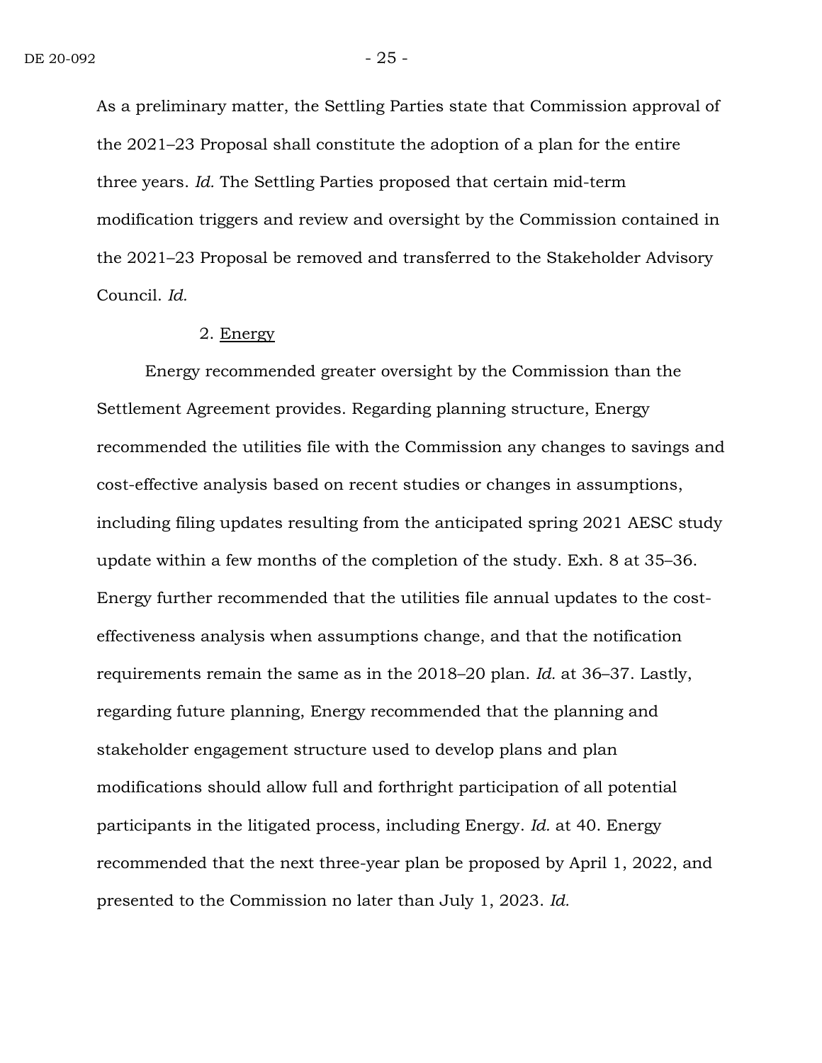As a preliminary matter, the Settling Parties state that Commission approval of the 2021–23 Proposal shall constitute the adoption of a plan for the entire three years. *Id.* The Settling Parties proposed that certain mid-term modification triggers and review and oversight by the Commission contained in the 2021–23 Proposal be removed and transferred to the Stakeholder Advisory Council. *Id.*

2. Energy

Energy recommended greater oversight by the Commission than the Settlement Agreement provides. Regarding planning structure, Energy recommended the utilities file with the Commission any changes to savings and cost-effective analysis based on recent studies or changes in assumptions, including filing updates resulting from the anticipated spring 2021 AESC study update within a few months of the completion of the study. Exh. 8 at 35–36. Energy further recommended that the utilities file annual updates to the cost-effectiveness analysis when assumptions change, and that the notification requirements remain the same as in the 2018–20 plan. *Id.* at 36–37. Lastly, regarding future planning, Energy recommended that the planning and stakeholder engagement structure used to develop plans and plan modifications should allow full and forthright participation of all potential participants in the litigated process, including Energy. *Id.* at 40. Energy recommended that the next three-year plan be proposed by April 1, 2022, and presented to the Commission no later than July 1, 2023. *Id.*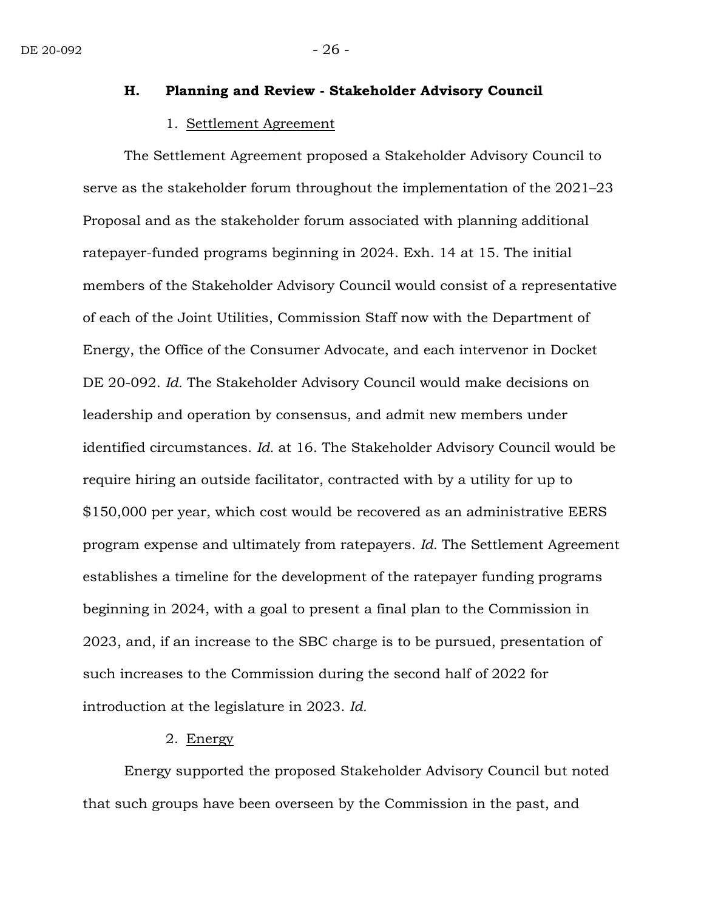### H. Planning and Review - Stakeholder Advisory Council

#### 1. Settlement Agreement

The Settlement Agreement proposed a Stakeholder Advisory Council to serve as the stakeholder forum throughout the implementation of the 2021–23 Proposal and as the stakeholder forum associated with planning additional ratepayer-funded programs beginning in 2024. Exh. 14 at 15. The initial members of the Stakeholder Advisory Council would consist of a representative of each of the Joint Utilities, Commission Staff now with the Department of Energy, the Office of the Consumer Advocate, and each intervenor in Docket DE 20-092. *Id.* The Stakeholder Advisory Council would make decisions on leadership and operation by consensus, and admit new members under identified circumstances. *Id.* at 16. The Stakeholder Advisory Council would be require hiring an outside facilitator, contracted with by a utility for up to $150,000 per year, which cost would be recovered as an administrative EERS program expense and ultimately from ratepayers. *Id.* The Settlement Agreement establishes a timeline for the development of the ratepayer funding programs beginning in 2024, with a goal to present a final plan to the Commission in 2023, and, if an increase to the SBC charge is to be pursued, presentation of such increases to the Commission during the second half of 2022 for introduction at the legislature in 2023. *Id.*

#### 2. Energy

Energy supported the proposed Stakeholder Advisory Council but noted that such groups have been overseen by the Commission in the past, and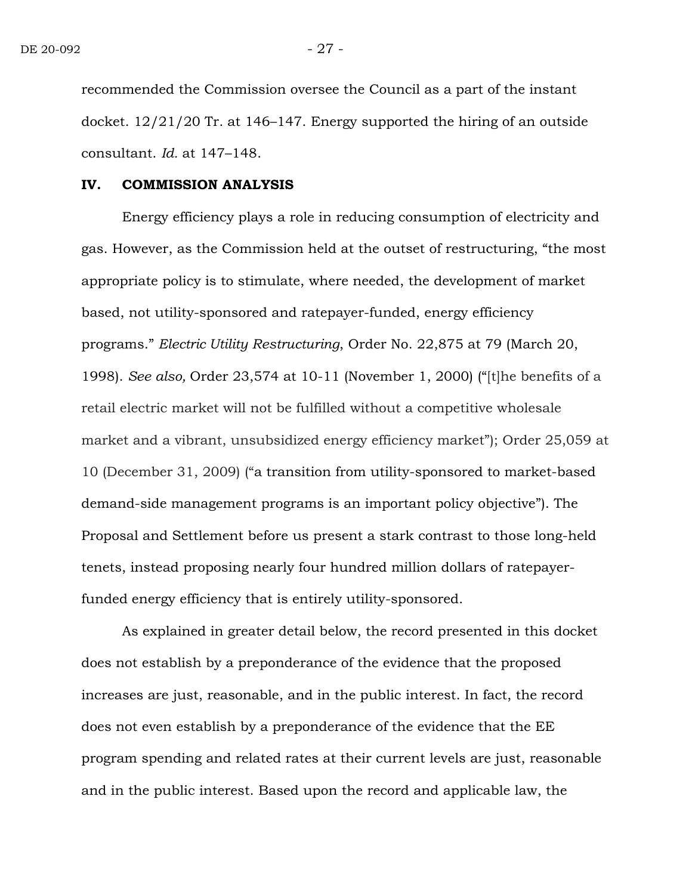recommended the Commission oversee the Council as a part of the instant docket. 12/21/20 Tr. at 146–147. Energy supported the hiring of an outside consultant. *Id.* at 147–148.

## IV. COMMISSION ANALYSIS

Energy efficiency plays a role in reducing consumption of electricity and gas. However, as the Commission held at the outset of restructuring, "the most appropriate policy is to stimulate, where needed, the development of market based, not utility-sponsored and ratepayer-funded, energy efficiency programs." *Electric Utility Restructuring*, Order No. 22,875 at 79 (March 20, 1998). *See also,* Order 23,574 at 10-11 (November 1, 2000) ("[t]he benefits of a retail electric market will not be fulfilled without a competitive wholesale market and a vibrant, unsubsidized energy efficiency market"); Order 25,059 at 10 (December 31, 2009) ("a transition from utility-sponsored to market-based demand-side management programs is an important policy objective"). The Proposal and Settlement before us present a stark contrast to those long-held tenets, instead proposing nearly four hundred million dollars of ratepayer-funded energy efficiency that is entirely utility-sponsored.

As explained in greater detail below, the record presented in this docket does not establish by a preponderance of the evidence that the proposed increases are just, reasonable, and in the public interest. In fact, the record does not even establish by a preponderance of the evidence that the EE program spending and related rates at their current levels are just, reasonable and in the public interest. Based upon the record and applicable law, the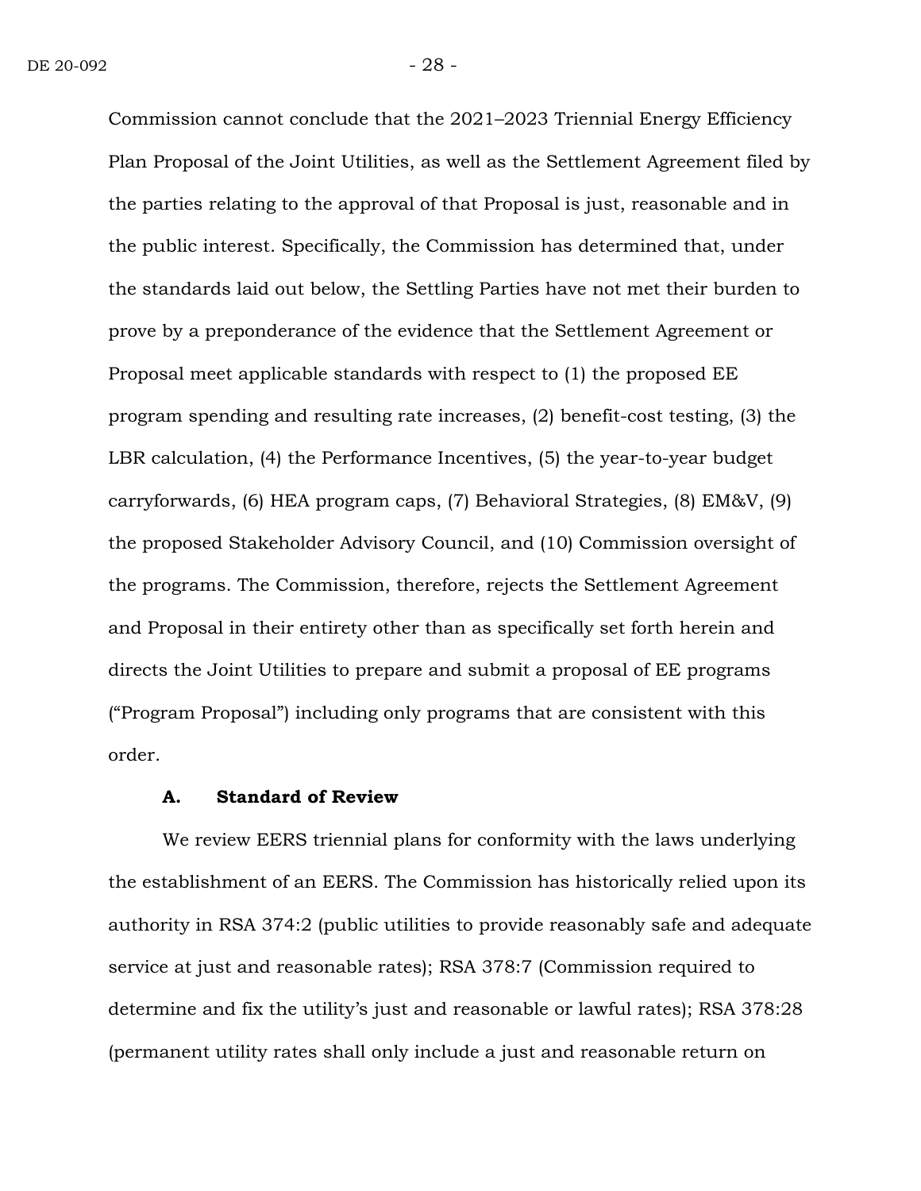Commission cannot conclude that the 2021–2023 Triennial Energy Efficiency Plan Proposal of the Joint Utilities, as well as the Settlement Agreement filed by the parties relating to the approval of that Proposal is just, reasonable and in the public interest. Specifically, the Commission has determined that, under the standards laid out below, the Settling Parties have not met their burden to prove by a preponderance of the evidence that the Settlement Agreement or Proposal meet applicable standards with respect to (1) the proposed EE program spending and resulting rate increases, (2) benefit-cost testing, (3) the LBR calculation, (4) the Performance Incentives, (5) the year-to-year budget carryforwards, (6) HEA program caps, (7) Behavioral Strategies, (8) EM&V, (9) the proposed Stakeholder Advisory Council, and (10) Commission oversight of the programs. The Commission, therefore, rejects the Settlement Agreement and Proposal in their entirety other than as specifically set forth herein and directs the Joint Utilities to prepare and submit a proposal of EE programs ("Program Proposal") including only programs that are consistent with this order.

### A. Standard of Review

We review EERS triennial plans for conformity with the laws underlying the establishment of an EERS. The Commission has historically relied upon its authority in RSA 374:2 (public utilities to provide reasonably safe and adequate service at just and reasonable rates); RSA 378:7 (Commission required to determine and fix the utility's just and reasonable or lawful rates); RSA 378:28 (permanent utility rates shall only include a just and reasonable return on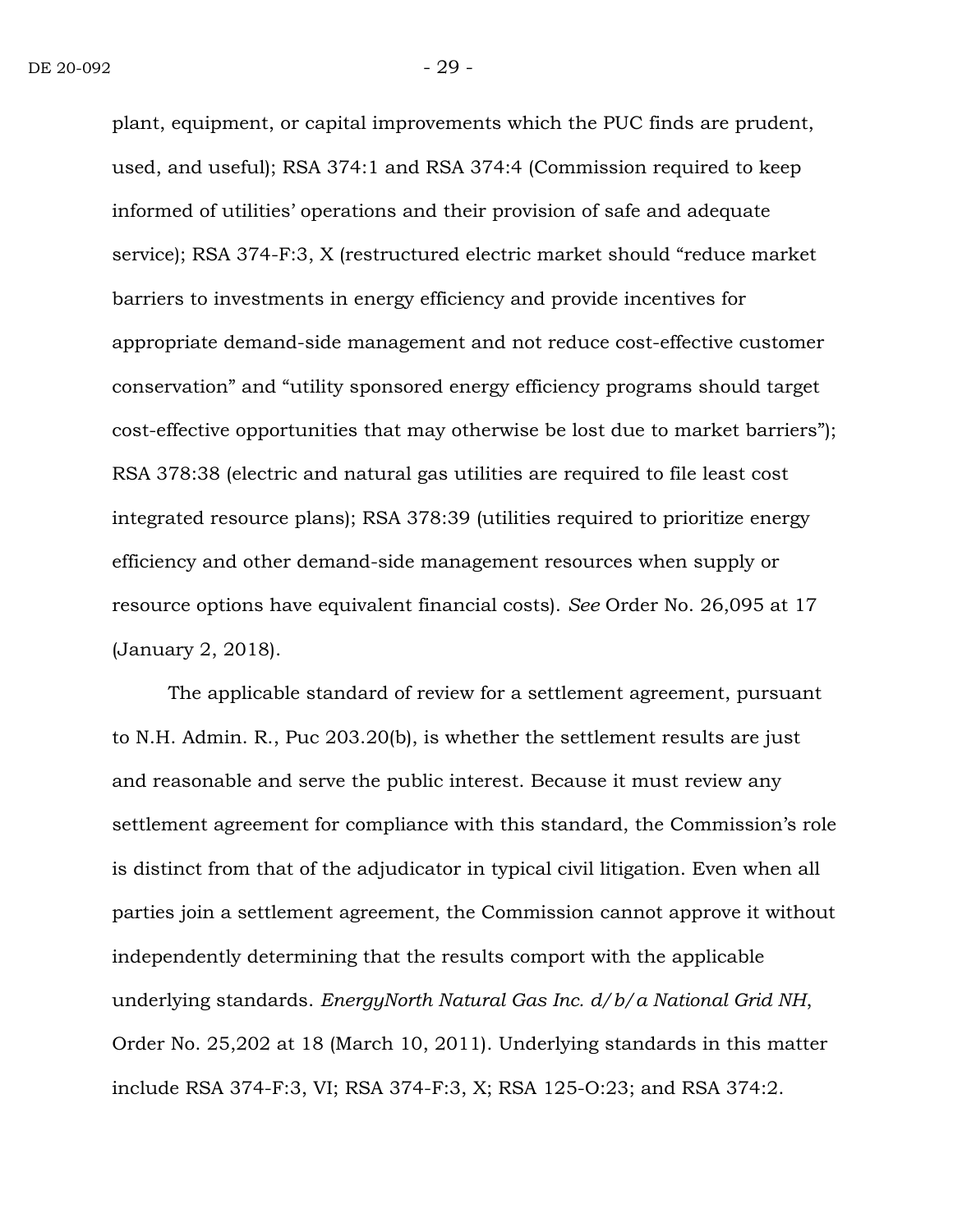plant, equipment, or capital improvements which the PUC finds are prudent, used, and useful); RSA 374:1 and RSA 374:4 (Commission required to keep informed of utilities' operations and their provision of safe and adequate service); RSA 374-F:3, X (restructured electric market should "reduce market barriers to investments in energy efficiency and provide incentives for appropriate demand-side management and not reduce cost-effective customer conservation" and "utility sponsored energy efficiency programs should target cost-effective opportunities that may otherwise be lost due to market barriers"); RSA 378:38 (electric and natural gas utilities are required to file least cost integrated resource plans); RSA 378:39 (utilities required to prioritize energy efficiency and other demand-side management resources when supply or resource options have equivalent financial costs). *See* Order No. 26,095 at 17 (January 2, 2018).

The applicable standard of review for a settlement agreement, pursuant to N.H. Admin. R., Puc 203.20(b), is whether the settlement results are just and reasonable and serve the public interest. Because it must review any settlement agreement for compliance with this standard, the Commission's role is distinct from that of the adjudicator in typical civil litigation. Even when all parties join a settlement agreement, the Commission cannot approve it without independently determining that the results comport with the applicable underlying standards. *EnergyNorth Natural Gas Inc. d/b/a National Grid NH*, Order No. 25,202 at 18 (March 10, 2011). Underlying standards in this matter include RSA 374-F:3, VI; RSA 374-F:3, X; RSA 125-O:23; and RSA 374:2.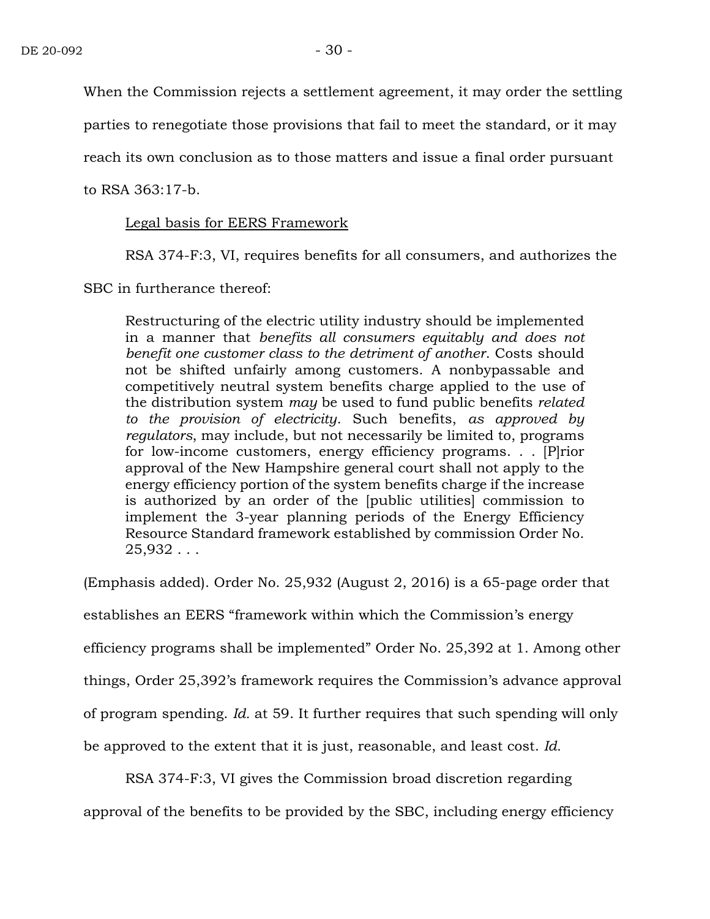When the Commission rejects a settlement agreement, it may order the settling parties to renegotiate those provisions that fail to meet the standard, or it may reach its own conclusion as to those matters and issue a final order pursuant to RSA 363:17-b.

<u>Legal basis for EERS Framework</u>

RSA 374-F:3, VI, requires benefits for all consumers, and authorizes the SBC in furtherance thereof:

> Restructuring of the electric utility industry should be implemented in a manner that *benefits all consumers equitably and does not benefit one customer class to the detriment of another*. Costs should not be shifted unfairly among customers. A nonbypassable and competitively neutral system benefits charge applied to the use of the distribution system *may* be used to fund public benefits *related to the provision of electricity*. Such benefits, *as approved by regulators*, may include, but not necessarily be limited to, programs for low-income customers, energy efficiency programs. . . [P]rior approval of the New Hampshire general court shall not apply to the energy efficiency portion of the system benefits charge if the increase is authorized by an order of the [public utilities] commission to implement the 3-year planning periods of the Energy Efficiency Resource Standard framework established by commission Order No. 25,932 . . .

(Emphasis added). Order No. 25,932 (August 2, 2016) is a 65-page order that establishes an EERS "framework within which the Commission's energy efficiency programs shall be implemented" Order No. 25,392 at 1. Among other things, Order 25,392's framework requires the Commission's advance approval of program spending. *Id.* at 59. It further requires that such spending will only be approved to the extent that it is just, reasonable, and least cost. *Id.*

RSA 374-F:3, VI gives the Commission broad discretion regarding approval of the benefits to be provided by the SBC, including energy efficiency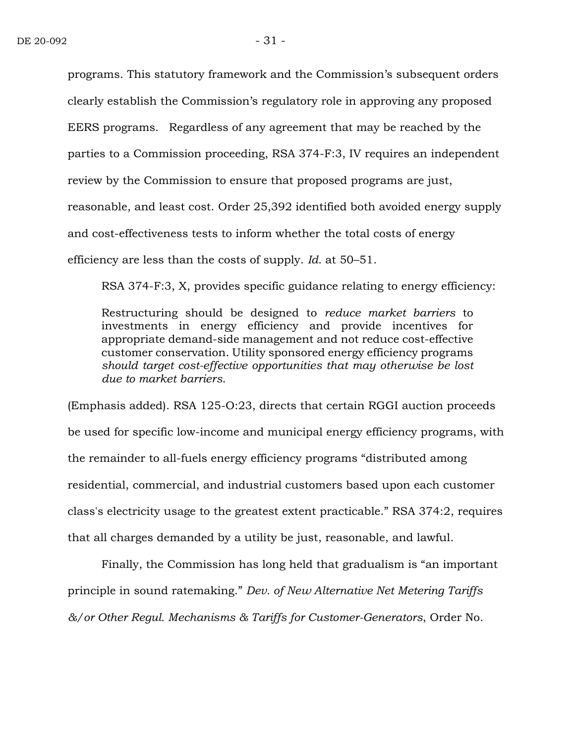programs. This statutory framework and the Commission's subsequent orders clearly establish the Commission's regulatory role in approving any proposed EERS programs. Regardless of any agreement that may be reached by the parties to a Commission proceeding, RSA 374-F:3, IV requires an independent review by the Commission to ensure that proposed programs are just, reasonable, and least cost. Order 25,392 identified both avoided energy supply and cost-effectiveness tests to inform whether the total costs of energy efficiency are less than the costs of supply. *Id.* at 50–51.

RSA 374-F:3, X, provides specific guidance relating to energy efficiency:

> Restructuring should be designed to *reduce market barriers* to investments in energy efficiency and provide incentives for appropriate demand-side management and not reduce cost-effective customer conservation. Utility sponsored energy efficiency programs *should target cost-effective opportunities that may otherwise be lost due to market barriers*.

(Emphasis added). RSA 125-O:23, directs that certain RGGI auction proceeds be used for specific low-income and municipal energy efficiency programs, with the remainder to all-fuels energy efficiency programs "distributed among residential, commercial, and industrial customers based upon each customer class's electricity usage to the greatest extent practicable." RSA 374:2, requires that all charges demanded by a utility be just, reasonable, and lawful.

Finally, the Commission has long held that gradualism is "an important principle in sound ratemaking." *Dev. of New Alternative Net Metering Tariffs &/or Other Regul. Mechanisms & Tariffs for Customer-Generators*, Order No.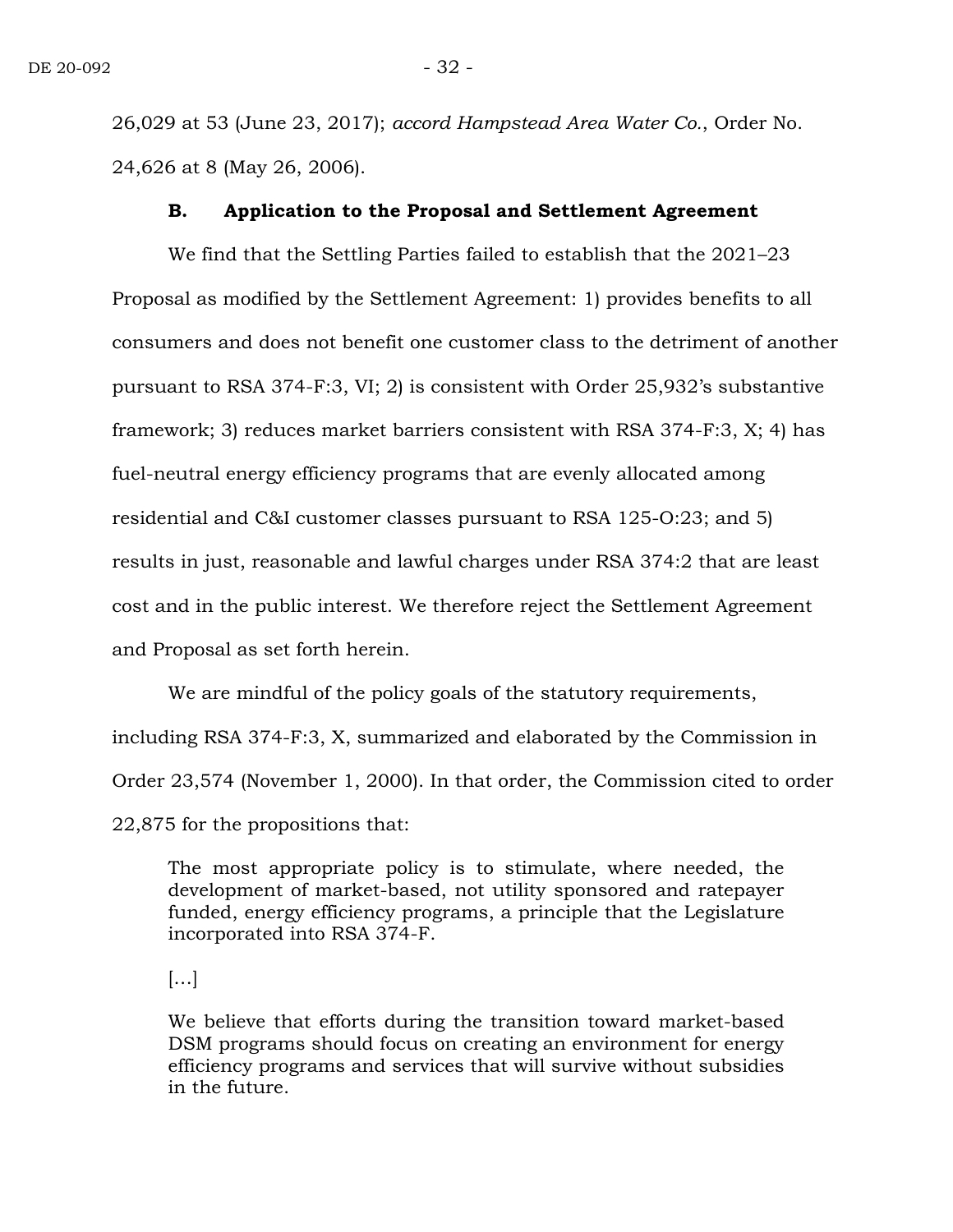26,029 at 53 (June 23, 2017); *accord Hampstead Area Water Co.*, Order No. 24,626 at 8 (May 26, 2006).

### **B. Application to the Proposal and Settlement Agreement**

We find that the Settling Parties failed to establish that the 2021–23 Proposal as modified by the Settlement Agreement: 1) provides benefits to all consumers and does not benefit one customer class to the detriment of another pursuant to RSA 374-F:3, VI; 2) is consistent with Order 25,932's substantive framework; 3) reduces market barriers consistent with RSA 374-F:3, X; 4) has fuel-neutral energy efficiency programs that are evenly allocated among residential and C&I customer classes pursuant to RSA 125-O:23; and 5) results in just, reasonable and lawful charges under RSA 374:2 that are least cost and in the public interest. We therefore reject the Settlement Agreement and Proposal as set forth herein.

We are mindful of the policy goals of the statutory requirements, including RSA 374-F:3, X, summarized and elaborated by the Commission in Order 23,574 (November 1, 2000). In that order, the Commission cited to order 22,875 for the propositions that:

> The most appropriate policy is to stimulate, where needed, the development of market-based, not utility sponsored and ratepayer funded, energy efficiency programs, a principle that the Legislature incorporated into RSA 374-F.
>
> […]
>
> We believe that efforts during the transition toward market-based DSM programs should focus on creating an environment for energy efficiency programs and services that will survive without subsidies in the future.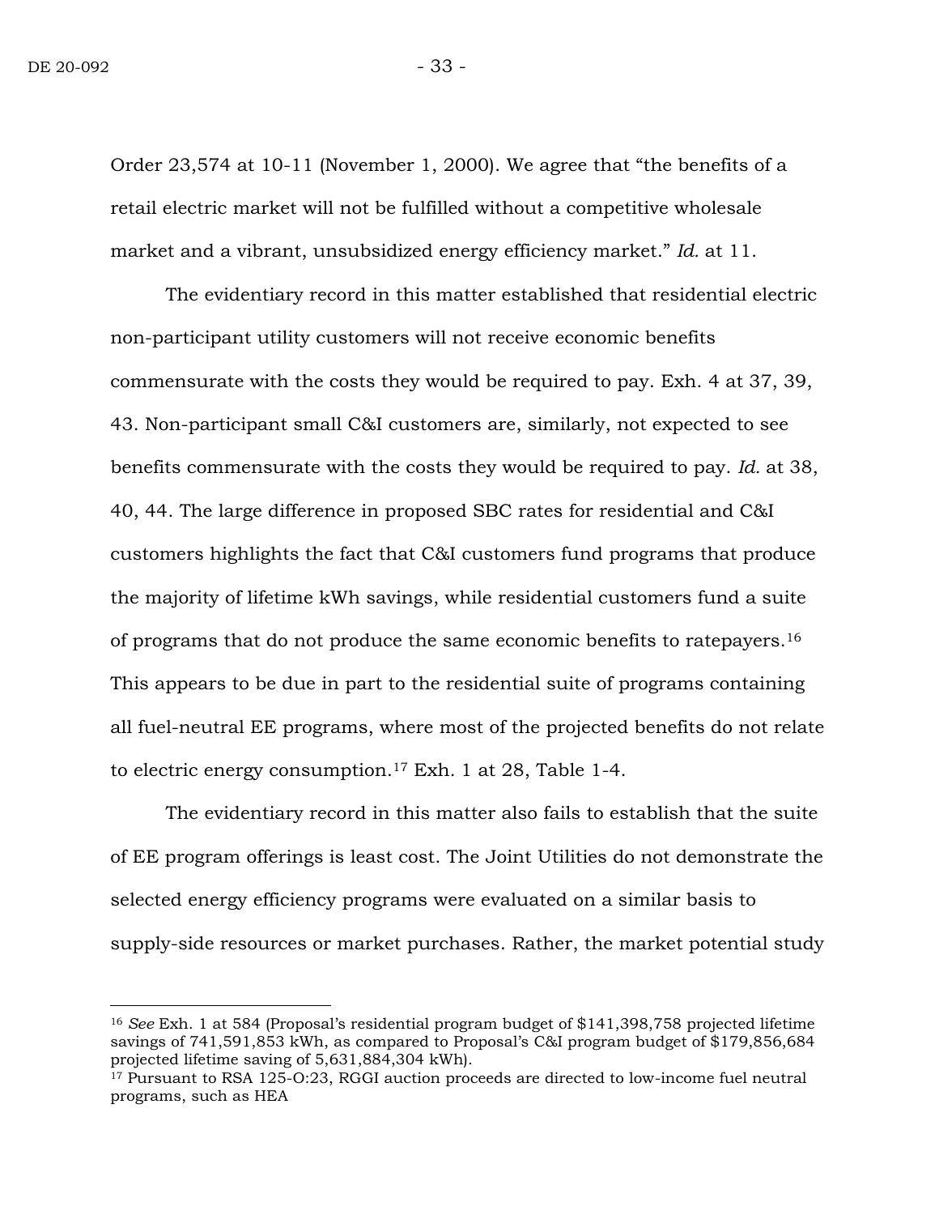Order 23,574 at 10-11 (November 1, 2000). We agree that "the benefits of a retail electric market will not be fulfilled without a competitive wholesale market and a vibrant, unsubsidized energy efficiency market." *Id.* at 11.

The evidentiary record in this matter established that residential electric non-participant utility customers will not receive economic benefits commensurate with the costs they would be required to pay. Exh. 4 at 37, 39, 43. Non-participant small C&I customers are, similarly, not expected to see benefits commensurate with the costs they would be required to pay. *Id.* at 38, 40, 44. The large difference in proposed SBC rates for residential and C&I customers highlights the fact that C&I customers fund programs that produce the majority of lifetime kWh savings, while residential customers fund a suite of programs that do not produce the same economic benefits to ratepayers.[16] This appears to be due in part to the residential suite of programs containing all fuel-neutral EE programs, where most of the projected benefits do not relate to electric energy consumption.[17] Exh. 1 at 28, Table 1-4.

The evidentiary record in this matter also fails to establish that the suite of EE program offerings is least cost. The Joint Utilities do not demonstrate the selected energy efficiency programs were evaluated on a similar basis to supply-side resources or market purchases. Rather, the market potential study

---

[16] *See* Exh. 1 at 584 (Proposal's residential program budget of $141,398,758 projected lifetime savings of 741,591,853 kWh, as compared to Proposal's C&I program budget of $179,856,684 projected lifetime saving of 5,631,884,304 kWh).

[17] Pursuant to RSA 125-O:23, RGGI auction proceeds are directed to low-income fuel neutral programs, such as HEA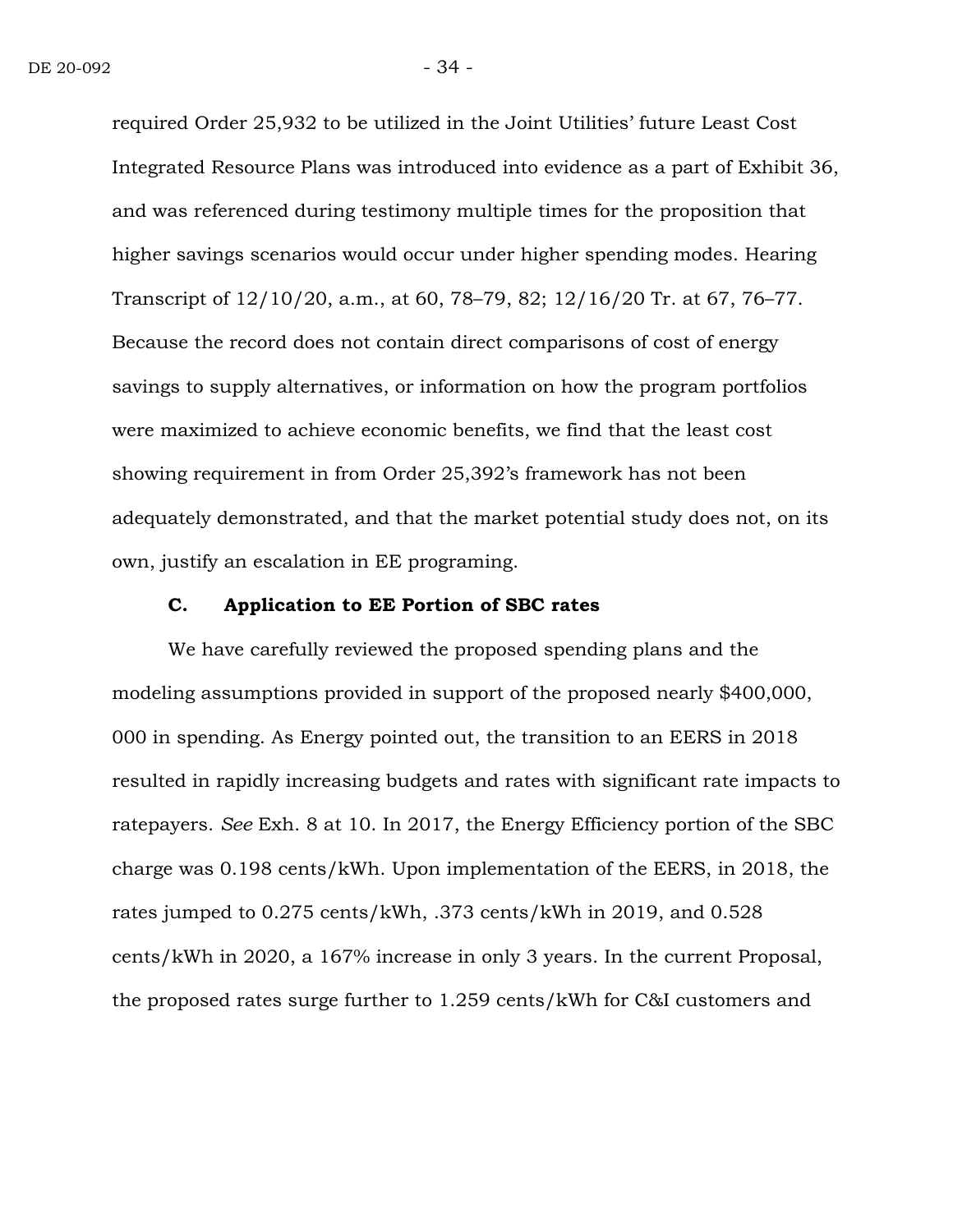required Order 25,932 to be utilized in the Joint Utilities' future Least Cost Integrated Resource Plans was introduced into evidence as a part of Exhibit 36, and was referenced during testimony multiple times for the proposition that higher savings scenarios would occur under higher spending modes. Hearing Transcript of 12/10/20, a.m., at 60, 78–79, 82; 12/16/20 Tr. at 67, 76–77. Because the record does not contain direct comparisons of cost of energy savings to supply alternatives, or information on how the program portfolios were maximized to achieve economic benefits, we find that the least cost showing requirement in from Order 25,392's framework has not been adequately demonstrated, and that the market potential study does not, on its own, justify an escalation in EE programing.

### C. Application to EE Portion of SBC rates

We have carefully reviewed the proposed spending plans and the modeling assumptions provided in support of the proposed nearly $400,000, 000 in spending. As Energy pointed out, the transition to an EERS in 2018 resulted in rapidly increasing budgets and rates with significant rate impacts to ratepayers. *See* Exh. 8 at 10. In 2017, the Energy Efficiency portion of the SBC charge was 0.198 cents/kWh. Upon implementation of the EERS, in 2018, the rates jumped to 0.275 cents/kWh, .373 cents/kWh in 2019, and 0.528 cents/kWh in 2020, a 167% increase in only 3 years. In the current Proposal, the proposed rates surge further to 1.259 cents/kWh for C&I customers and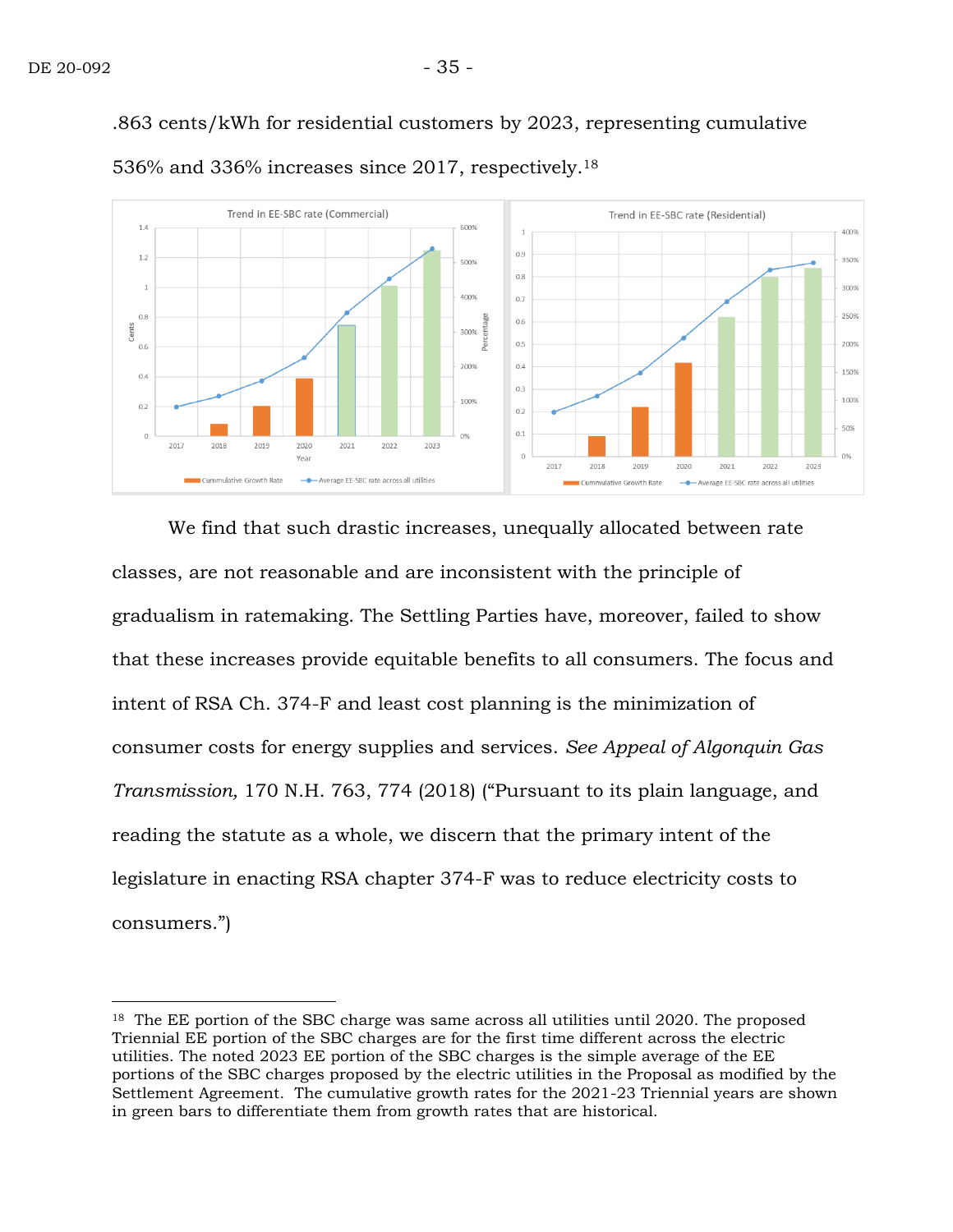.863 cents/kWh for residential customers by 2023, representing cumulative 536% and 336% increases since 2017, respectively.[18]

We find that such drastic increases, unequally allocated between rate classes, are not reasonable and are inconsistent with the principle of gradualism in ratemaking. The Settling Parties have, moreover, failed to show that these increases provide equitable benefits to all consumers. The focus and intent of RSA Ch. 374-F and least cost planning is the minimization of consumer costs for energy supplies and services. *See Appeal of Algonquin Gas Transmission,* 170 N.H. 763, 774 (2018) ("Pursuant to its plain language, and reading the statute as a whole, we discern that the primary intent of the legislature in enacting RSA chapter 374-F was to reduce electricity costs to consumers.")

---

[18] The EE portion of the SBC charge was same across all utilities until 2020. The proposed Triennial EE portion of the SBC charges are for the first time different across the electric utilities. The noted 2023 EE portion of the SBC charges is the simple average of the EE portions of the SBC charges proposed by the electric utilities in the Proposal as modified by the Settlement Agreement. The cumulative growth rates for the 2021-23 Triennial years are shown in green bars to differentiate them from growth rates that are historical.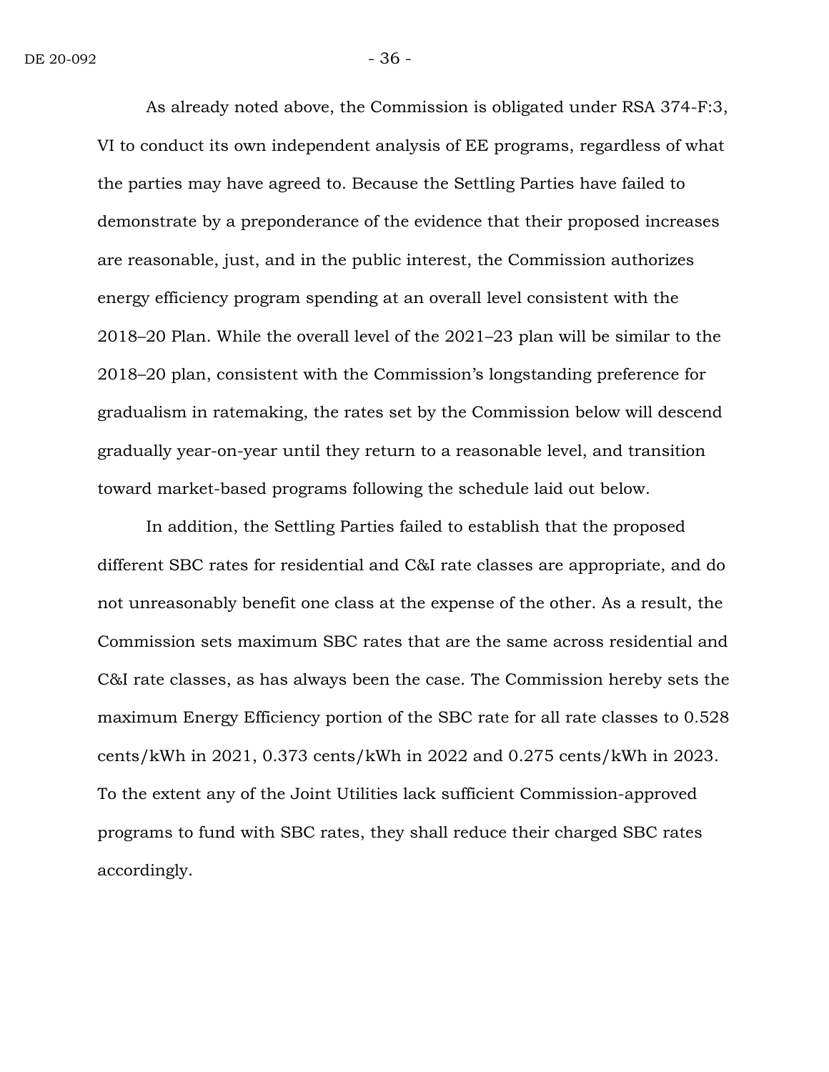As already noted above, the Commission is obligated under RSA 374-F:3, VI to conduct its own independent analysis of EE programs, regardless of what the parties may have agreed to. Because the Settling Parties have failed to demonstrate by a preponderance of the evidence that their proposed increases are reasonable, just, and in the public interest, the Commission authorizes energy efficiency program spending at an overall level consistent with the 2018–20 Plan. While the overall level of the 2021–23 plan will be similar to the 2018–20 plan, consistent with the Commission's longstanding preference for gradualism in ratemaking, the rates set by the Commission below will descend gradually year-on-year until they return to a reasonable level, and transition toward market-based programs following the schedule laid out below.

In addition, the Settling Parties failed to establish that the proposed different SBC rates for residential and C&I rate classes are appropriate, and do not unreasonably benefit one class at the expense of the other. As a result, the Commission sets maximum SBC rates that are the same across residential and C&I rate classes, as has always been the case. The Commission hereby sets the maximum Energy Efficiency portion of the SBC rate for all rate classes to 0.528 cents/kWh in 2021, 0.373 cents/kWh in 2022 and 0.275 cents/kWh in 2023. To the extent any of the Joint Utilities lack sufficient Commission-approved programs to fund with SBC rates, they shall reduce their charged SBC rates accordingly.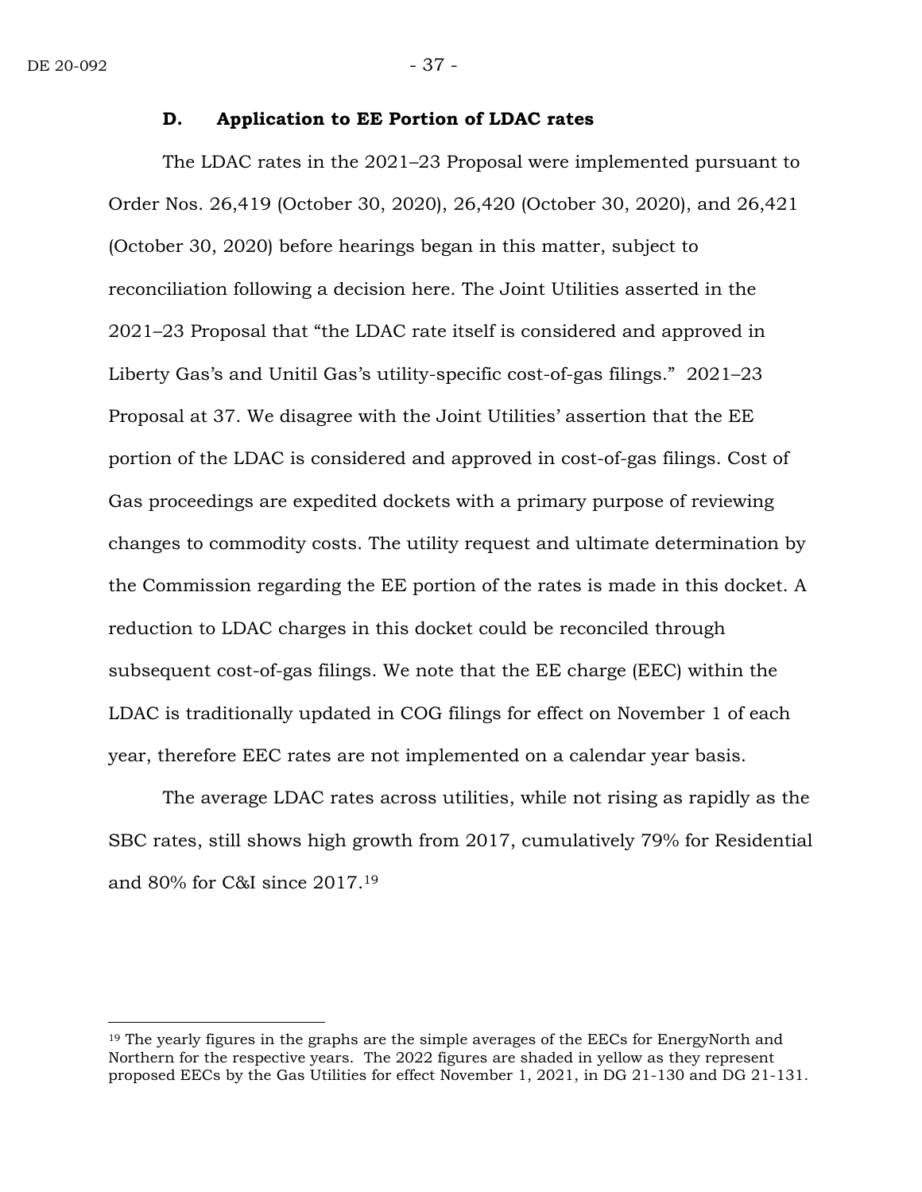### D. Application to EE Portion of LDAC rates

The LDAC rates in the 2021–23 Proposal were implemented pursuant to Order Nos. 26,419 (October 30, 2020), 26,420 (October 30, 2020), and 26,421 (October 30, 2020) before hearings began in this matter, subject to reconciliation following a decision here. The Joint Utilities asserted in the 2021–23 Proposal that "the LDAC rate itself is considered and approved in Liberty Gas's and Unitil Gas's utility-specific cost-of-gas filings." 2021–23 Proposal at 37. We disagree with the Joint Utilities' assertion that the EE portion of the LDAC is considered and approved in cost-of-gas filings. Cost of Gas proceedings are expedited dockets with a primary purpose of reviewing changes to commodity costs. The utility request and ultimate determination by the Commission regarding the EE portion of the rates is made in this docket. A reduction to LDAC charges in this docket could be reconciled through subsequent cost-of-gas filings. We note that the EE charge (EEC) within the LDAC is traditionally updated in COG filings for effect on November 1 of each year, therefore EEC rates are not implemented on a calendar year basis.

The average LDAC rates across utilities, while not rising as rapidly as the SBC rates, still shows high growth from 2017, cumulatively 79% for Residential and 80% for C&I since 2017.[19]

---

[19] The yearly figures in the graphs are the simple averages of the EECs for EnergyNorth and Northern for the respective years. The 2022 figures are shaded in yellow as they represent proposed EECs by the Gas Utilities for effect November 1, 2021, in DG 21-130 and DG 21-131.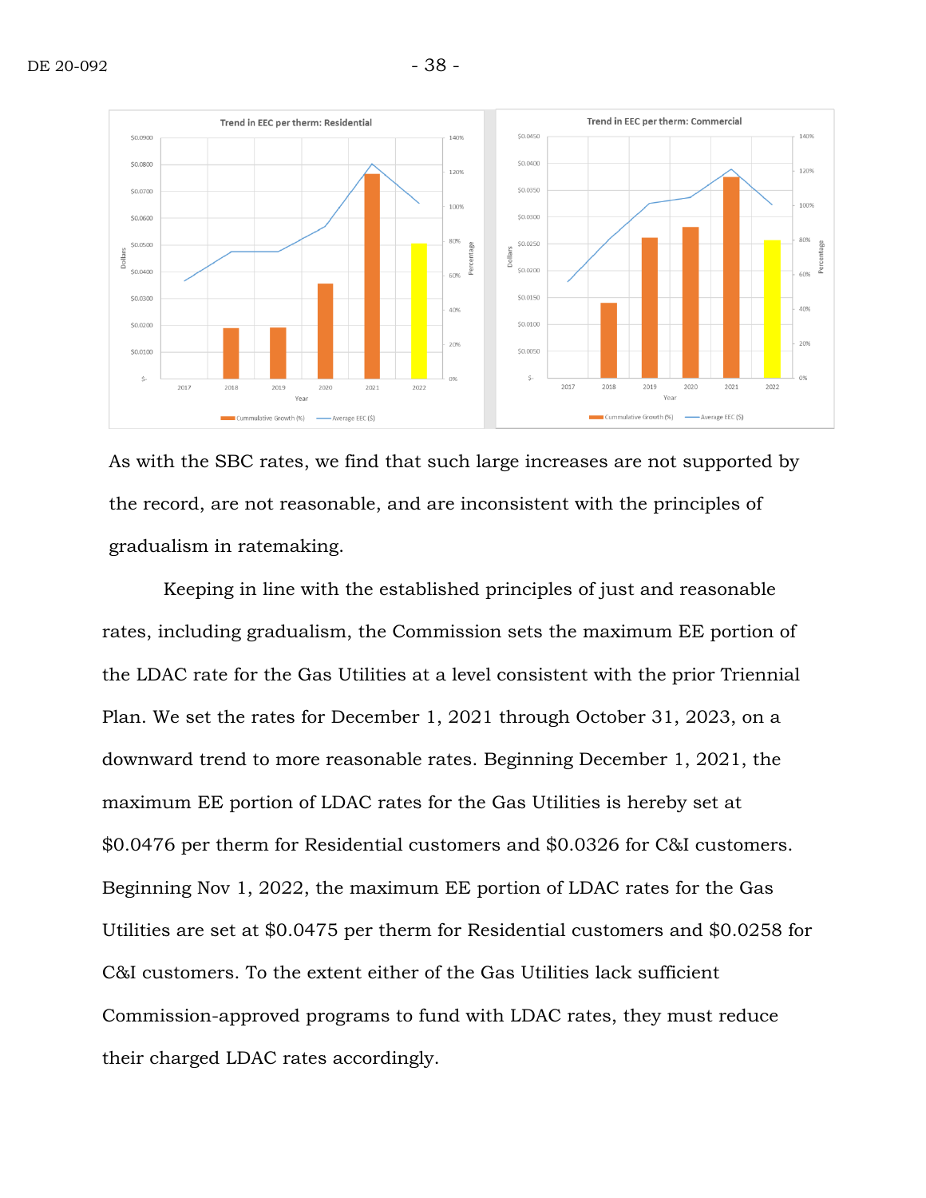As with the SBC rates, we find that such large increases are not supported by the record, are not reasonable, and are inconsistent with the principles of gradualism in ratemaking.

Keeping in line with the established principles of just and reasonable rates, including gradualism, the Commission sets the maximum EE portion of the LDAC rate for the Gas Utilities at a level consistent with the prior Triennial Plan. We set the rates for December 1, 2021 through October 31, 2023, on a downward trend to more reasonable rates. Beginning December 1, 2021, the maximum EE portion of LDAC rates for the Gas Utilities is hereby set at $0.0476 per therm for Residential customers and $0.0326 for C&I customers. Beginning Nov 1, 2022, the maximum EE portion of LDAC rates for the Gas Utilities are set at $0.0475 per therm for Residential customers and $0.0258 for C&I customers. To the extent either of the Gas Utilities lack sufficient Commission-approved programs to fund with LDAC rates, they must reduce their charged LDAC rates accordingly.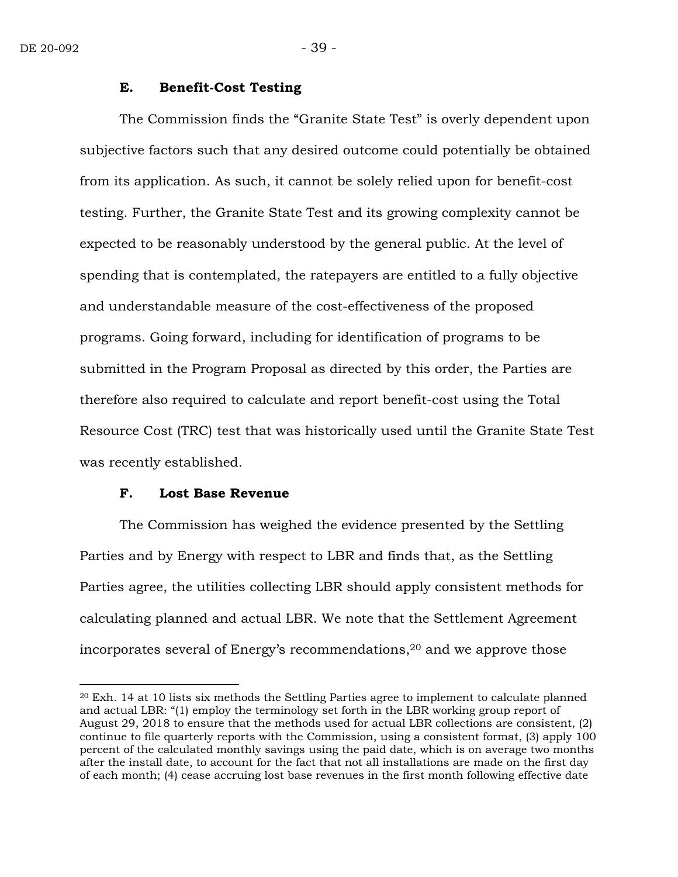### E. Benefit-Cost Testing

The Commission finds the "Granite State Test" is overly dependent upon subjective factors such that any desired outcome could potentially be obtained from its application. As such, it cannot be solely relied upon for benefit-cost testing. Further, the Granite State Test and its growing complexity cannot be expected to be reasonably understood by the general public. At the level of spending that is contemplated, the ratepayers are entitled to a fully objective and understandable measure of the cost-effectiveness of the proposed programs. Going forward, including for identification of programs to be submitted in the Program Proposal as directed by this order, the Parties are therefore also required to calculate and report benefit-cost using the Total Resource Cost (TRC) test that was historically used until the Granite State Test was recently established.

### F. Lost Base Revenue

The Commission has weighed the evidence presented by the Settling Parties and by Energy with respect to LBR and finds that, as the Settling Parties agree, the utilities collecting LBR should apply consistent methods for calculating planned and actual LBR. We note that the Settlement Agreement incorporates several of Energy's recommendations,[20] and we approve those

---

[20] Exh. 14 at 10 lists six methods the Settling Parties agree to implement to calculate planned and actual LBR: "(1) employ the terminology set forth in the LBR working group report of August 29, 2018 to ensure that the methods used for actual LBR collections are consistent, (2) continue to file quarterly reports with the Commission, using a consistent format, (3) apply 100 percent of the calculated monthly savings using the paid date, which is on average two months after the install date, to account for the fact that not all installations are made on the first day of each month; (4) cease accruing lost base revenues in the first month following effective date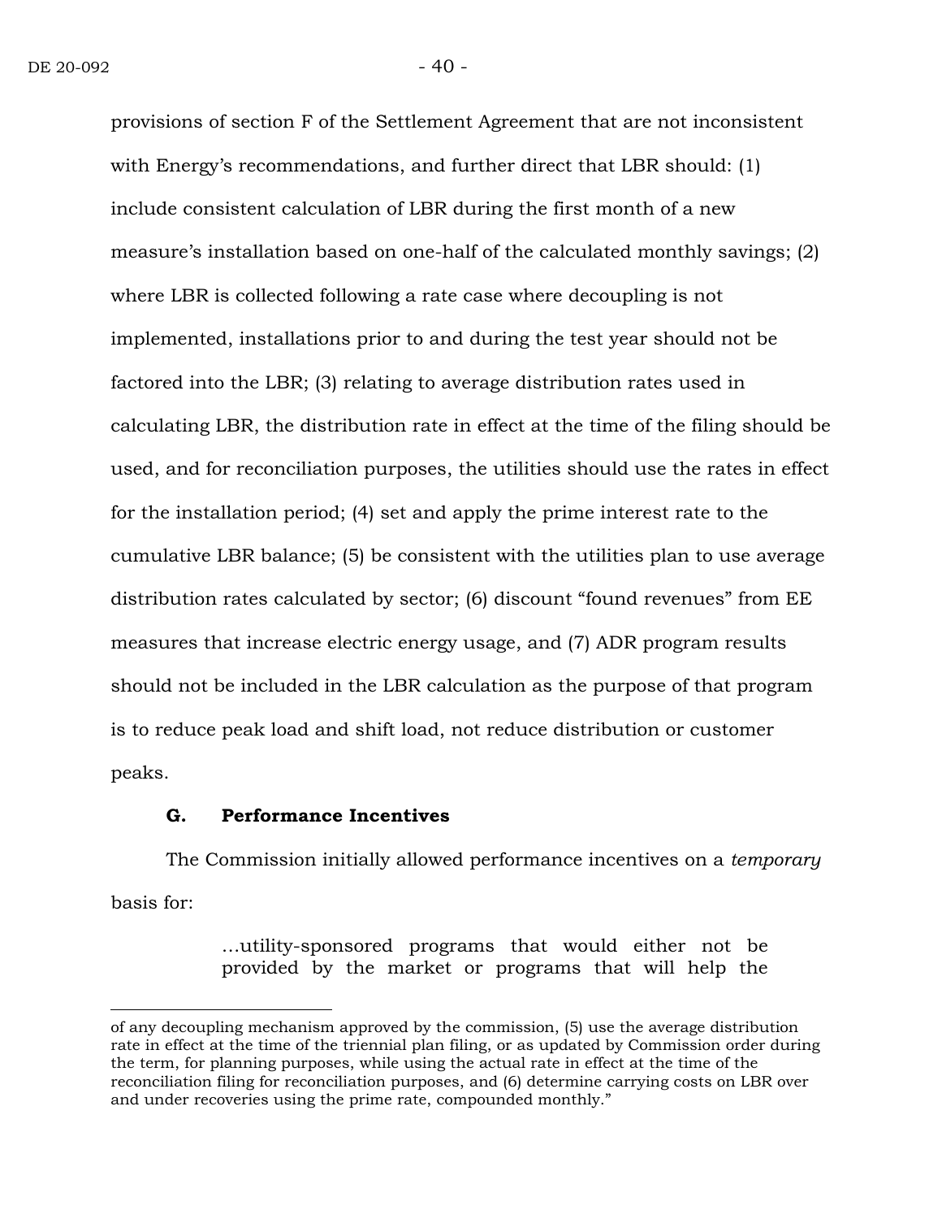provisions of section F of the Settlement Agreement that are not inconsistent with Energy's recommendations, and further direct that LBR should: (1) include consistent calculation of LBR during the first month of a new measure's installation based on one-half of the calculated monthly savings; (2) where LBR is collected following a rate case where decoupling is not implemented, installations prior to and during the test year should not be factored into the LBR; (3) relating to average distribution rates used in calculating LBR, the distribution rate in effect at the time of the filing should be used, and for reconciliation purposes, the utilities should use the rates in effect for the installation period; (4) set and apply the prime interest rate to the cumulative LBR balance; (5) be consistent with the utilities plan to use average distribution rates calculated by sector; (6) discount "found revenues" from EE measures that increase electric energy usage, and (7) ADR program results should not be included in the LBR calculation as the purpose of that program is to reduce peak load and shift load, not reduce distribution or customer peaks.

### G. Performance Incentives

The Commission initially allowed performance incentives on a *temporary* basis for:

> …utility-sponsored programs that would either not be provided by the market or programs that will help the

---

of any decoupling mechanism approved by the commission, (5) use the average distribution rate in effect at the time of the triennial plan filing, or as updated by Commission order during the term, for planning purposes, while using the actual rate in effect at the time of the reconciliation filing for reconciliation purposes, and (6) determine carrying costs on LBR over and under recoveries using the prime rate, compounded monthly."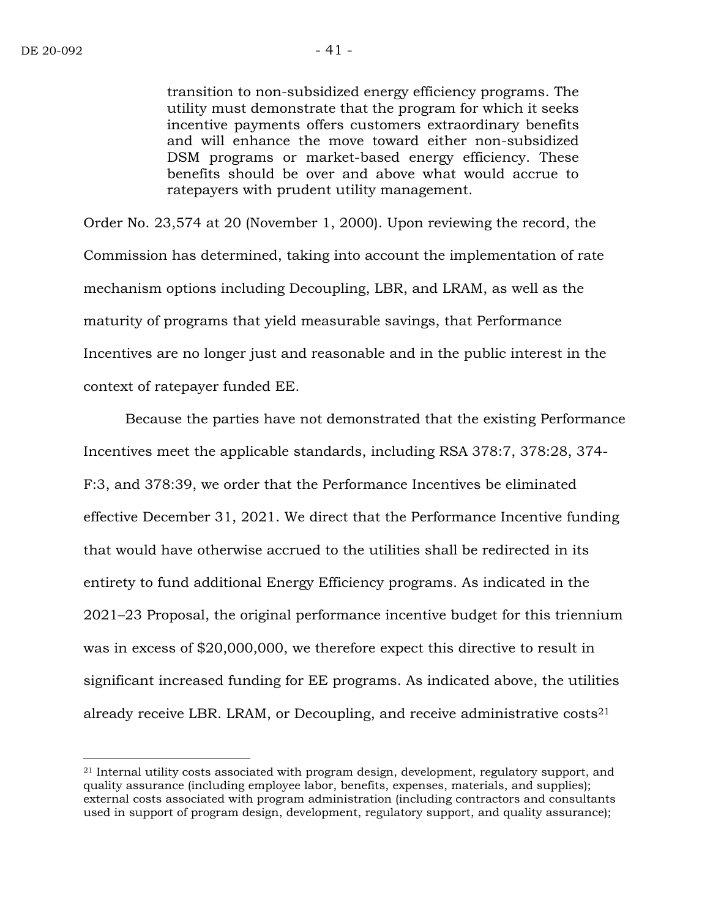> transition to non-subsidized energy efficiency programs. The utility must demonstrate that the program for which it seeks incentive payments offers customers extraordinary benefits and will enhance the move toward either non-subsidized DSM programs or market-based energy efficiency. These benefits should be over and above what would accrue to ratepayers with prudent utility management.

Order No. 23,574 at 20 (November 1, 2000). Upon reviewing the record, the Commission has determined, taking into account the implementation of rate mechanism options including Decoupling, LBR, and LRAM, as well as the maturity of programs that yield measurable savings, that Performance Incentives are no longer just and reasonable and in the public interest in the context of ratepayer funded EE.

Because the parties have not demonstrated that the existing Performance Incentives meet the applicable standards, including RSA 378:7, 378:28, 374-F:3, and 378:39, we order that the Performance Incentives be eliminated effective December 31, 2021. We direct that the Performance Incentive funding that would have otherwise accrued to the utilities shall be redirected in its entirety to fund additional Energy Efficiency programs. As indicated in the 2021–23 Proposal, the original performance incentive budget for this triennium was in excess of $20,000,000, we therefore expect this directive to result in significant increased funding for EE programs. As indicated above, the utilities already receive LBR. LRAM, or Decoupling, and receive administrative costs[21]

[21] Internal utility costs associated with program design, development, regulatory support, and quality assurance (including employee labor, benefits, expenses, materials, and supplies); external costs associated with program administration (including contractors and consultants used in support of program design, development, regulatory support, and quality assurance);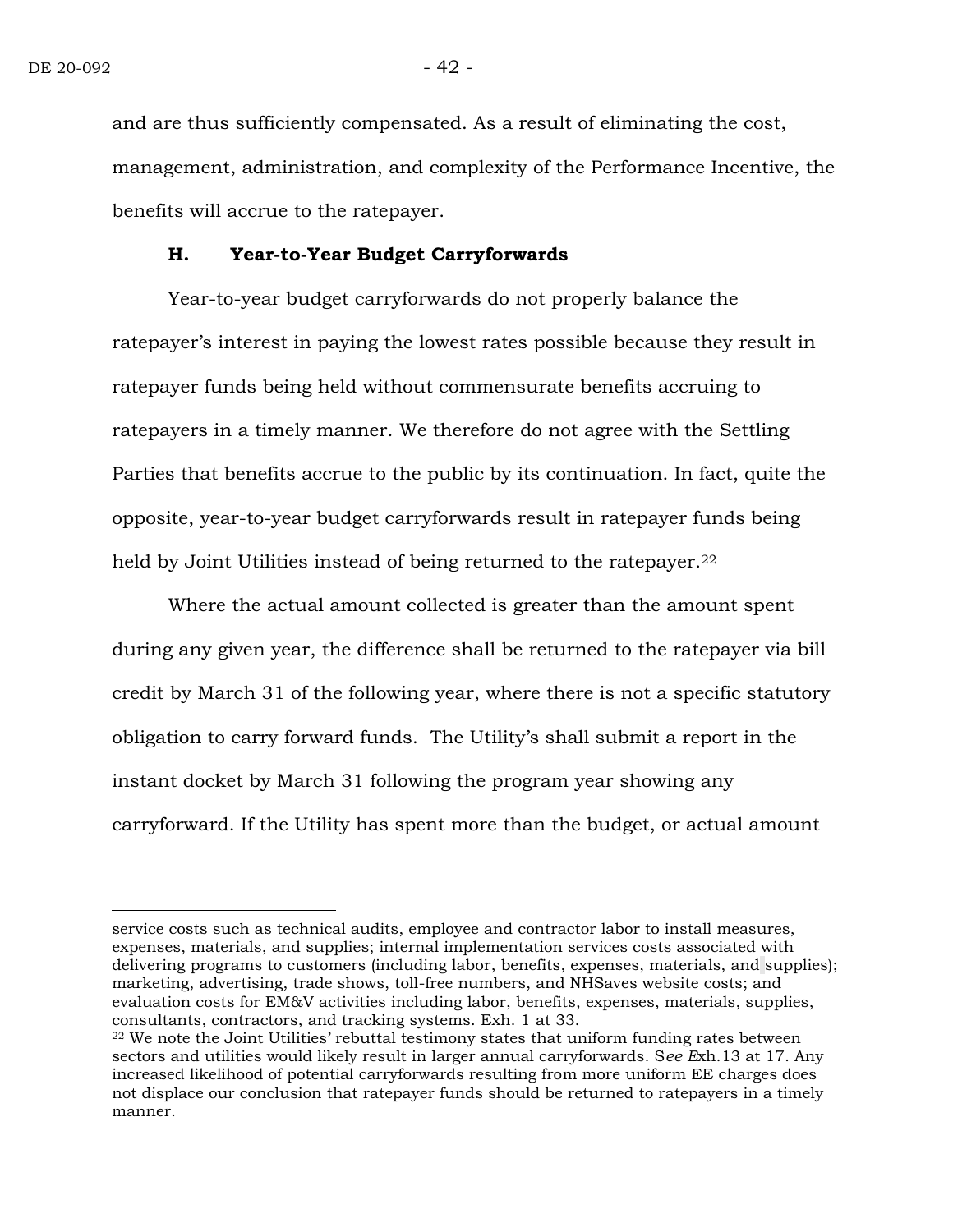and are thus sufficiently compensated. As a result of eliminating the cost, management, administration, and complexity of the Performance Incentive, the benefits will accrue to the ratepayer.

### H. Year-to-Year Budget Carryforwards

Year-to-year budget carryforwards do not properly balance the ratepayer's interest in paying the lowest rates possible because they result in ratepayer funds being held without commensurate benefits accruing to ratepayers in a timely manner. We therefore do not agree with the Settling Parties that benefits accrue to the public by its continuation. In fact, quite the opposite, year-to-year budget carryforwards result in ratepayer funds being held by Joint Utilities instead of being returned to the ratepayer.[22]

Where the actual amount collected is greater than the amount spent during any given year, the difference shall be returned to the ratepayer via bill credit by March 31 of the following year, where there is not a specific statutory obligation to carry forward funds. The Utility's shall submit a report in the instant docket by March 31 following the program year showing any carryforward. If the Utility has spent more than the budget, or actual amount

---

service costs such as technical audits, employee and contractor labor to install measures, expenses, materials, and supplies; internal implementation services costs associated with delivering programs to customers (including labor, benefits, expenses, materials, and supplies); marketing, advertising, trade shows, toll-free numbers, and NHSaves website costs; and evaluation costs for EM&V activities including labor, benefits, expenses, materials, supplies, consultants, contractors, and tracking systems. Exh. 1 at 33.

[22] We note the Joint Utilities' rebuttal testimony states that uniform funding rates between sectors and utilities would likely result in larger annual carryforwards. *See E*xh. 13 at 17. Any increased likelihood of potential carryforwards resulting from more uniform EE charges does not displace our conclusion that ratepayer funds should be returned to ratepayers in a timely manner.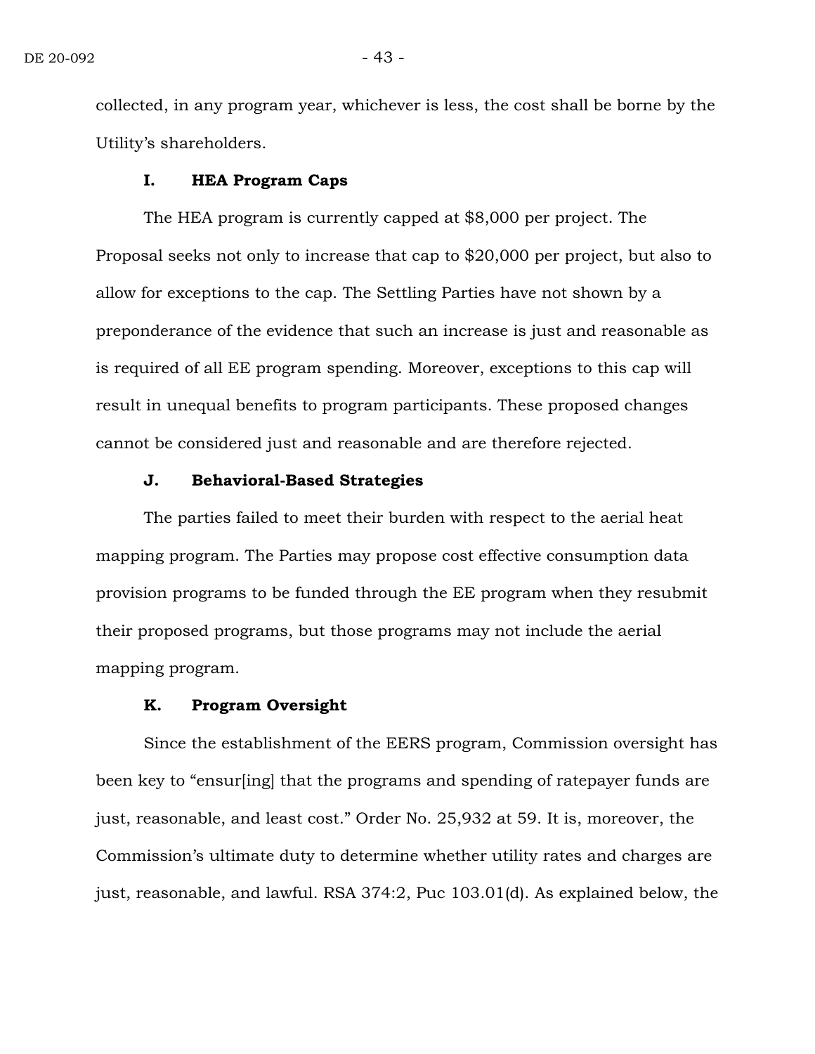collected, in any program year, whichever is less, the cost shall be borne by the Utility's shareholders.

### I. HEA Program Caps

The HEA program is currently capped at $8,000 per project. The Proposal seeks not only to increase that cap to $20,000 per project, but also to allow for exceptions to the cap. The Settling Parties have not shown by a preponderance of the evidence that such an increase is just and reasonable as is required of all EE program spending. Moreover, exceptions to this cap will result in unequal benefits to program participants. These proposed changes cannot be considered just and reasonable and are therefore rejected.

### J. Behavioral-Based Strategies

The parties failed to meet their burden with respect to the aerial heat mapping program. The Parties may propose cost effective consumption data provision programs to be funded through the EE program when they resubmit their proposed programs, but those programs may not include the aerial mapping program.

### K. Program Oversight

Since the establishment of the EERS program, Commission oversight has been key to "ensur[ing] that the programs and spending of ratepayer funds are just, reasonable, and least cost." Order No. 25,932 at 59. It is, moreover, the Commission's ultimate duty to determine whether utility rates and charges are just, reasonable, and lawful. RSA 374:2, Puc 103.01(d). As explained below, the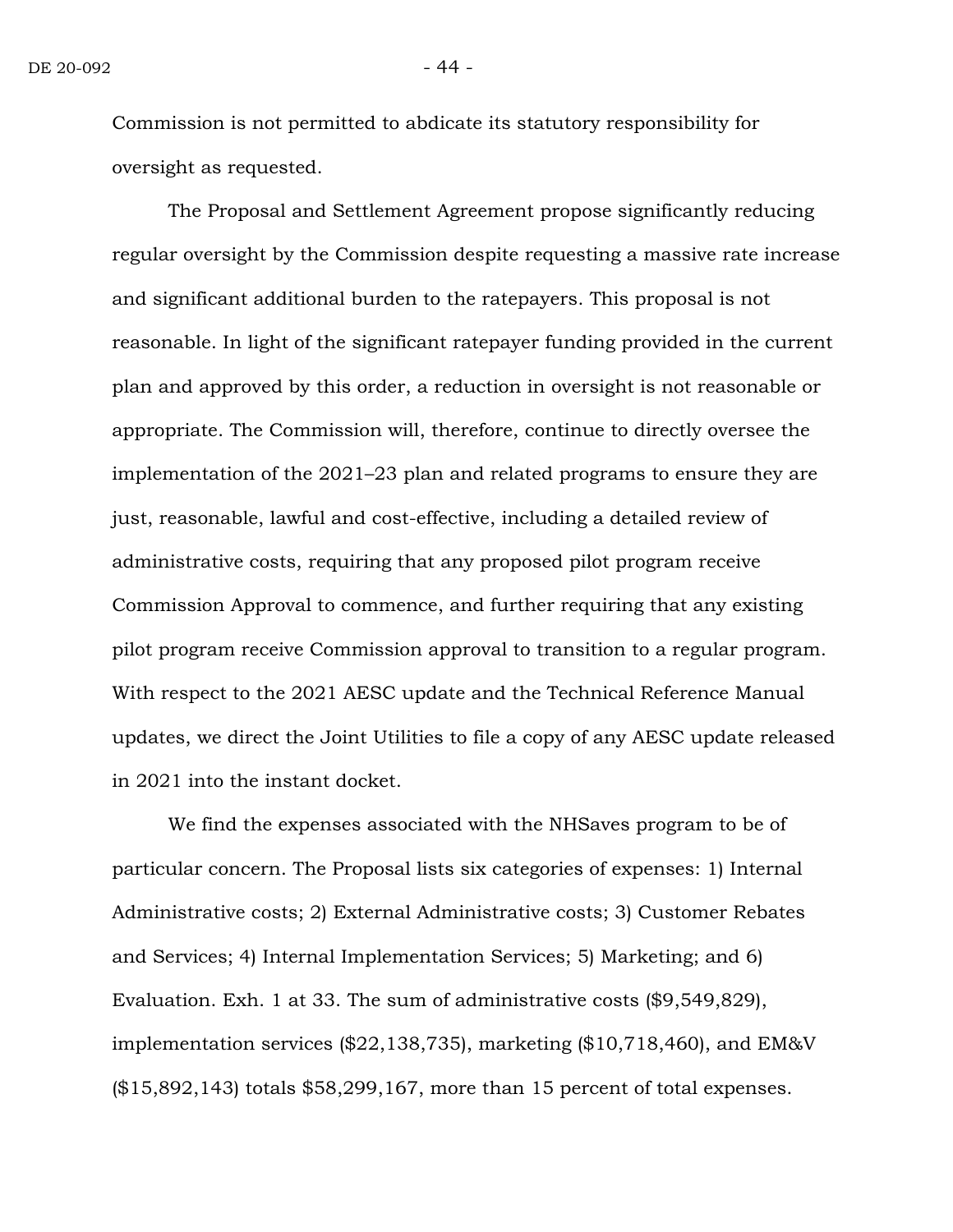Commission is not permitted to abdicate its statutory responsibility for oversight as requested.

The Proposal and Settlement Agreement propose significantly reducing regular oversight by the Commission despite requesting a massive rate increase and significant additional burden to the ratepayers. This proposal is not reasonable. In light of the significant ratepayer funding provided in the current plan and approved by this order, a reduction in oversight is not reasonable or appropriate. The Commission will, therefore, continue to directly oversee the implementation of the 2021–23 plan and related programs to ensure they are just, reasonable, lawful and cost-effective, including a detailed review of administrative costs, requiring that any proposed pilot program receive Commission Approval to commence, and further requiring that any existing pilot program receive Commission approval to transition to a regular program. With respect to the 2021 AESC update and the Technical Reference Manual updates, we direct the Joint Utilities to file a copy of any AESC update released in 2021 into the instant docket.

We find the expenses associated with the NHSaves program to be of particular concern. The Proposal lists six categories of expenses: 1) Internal Administrative costs; 2) External Administrative costs; 3) Customer Rebates and Services; 4) Internal Implementation Services; 5) Marketing; and 6) Evaluation. Exh. 1 at 33. The sum of administrative costs ($9,549,829), implementation services ($22,138,735), marketing ($10,718,460), and EM&V ($15,892,143) totals $58,299,167, more than 15 percent of total expenses.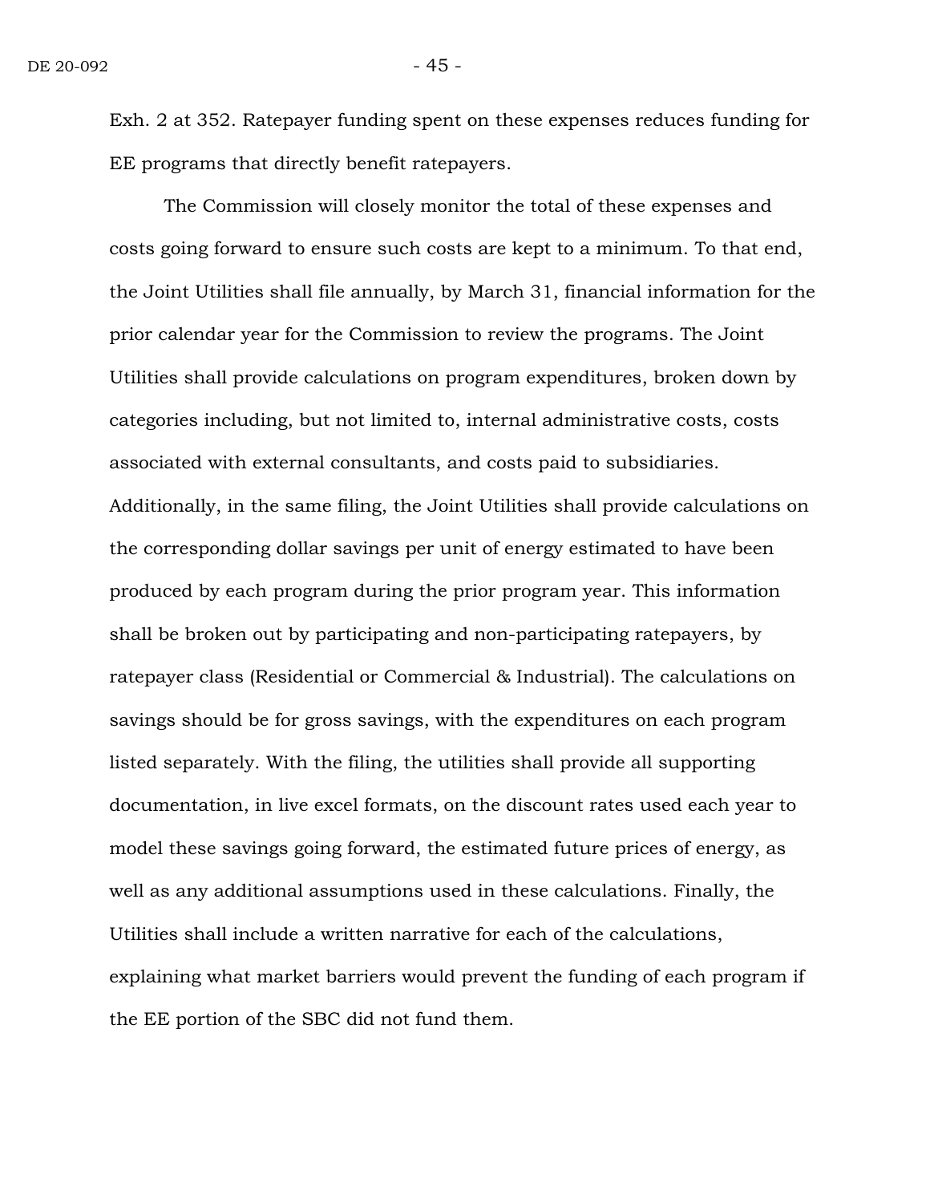Exh. 2 at 352. Ratepayer funding spent on these expenses reduces funding for EE programs that directly benefit ratepayers.

The Commission will closely monitor the total of these expenses and costs going forward to ensure such costs are kept to a minimum. To that end, the Joint Utilities shall file annually, by March 31, financial information for the prior calendar year for the Commission to review the programs. The Joint Utilities shall provide calculations on program expenditures, broken down by categories including, but not limited to, internal administrative costs, costs associated with external consultants, and costs paid to subsidiaries. Additionally, in the same filing, the Joint Utilities shall provide calculations on the corresponding dollar savings per unit of energy estimated to have been produced by each program during the prior program year. This information shall be broken out by participating and non-participating ratepayers, by ratepayer class (Residential or Commercial & Industrial). The calculations on savings should be for gross savings, with the expenditures on each program listed separately. With the filing, the utilities shall provide all supporting documentation, in live excel formats, on the discount rates used each year to model these savings going forward, the estimated future prices of energy, as well as any additional assumptions used in these calculations. Finally, the Utilities shall include a written narrative for each of the calculations, explaining what market barriers would prevent the funding of each program if the EE portion of the SBC did not fund them.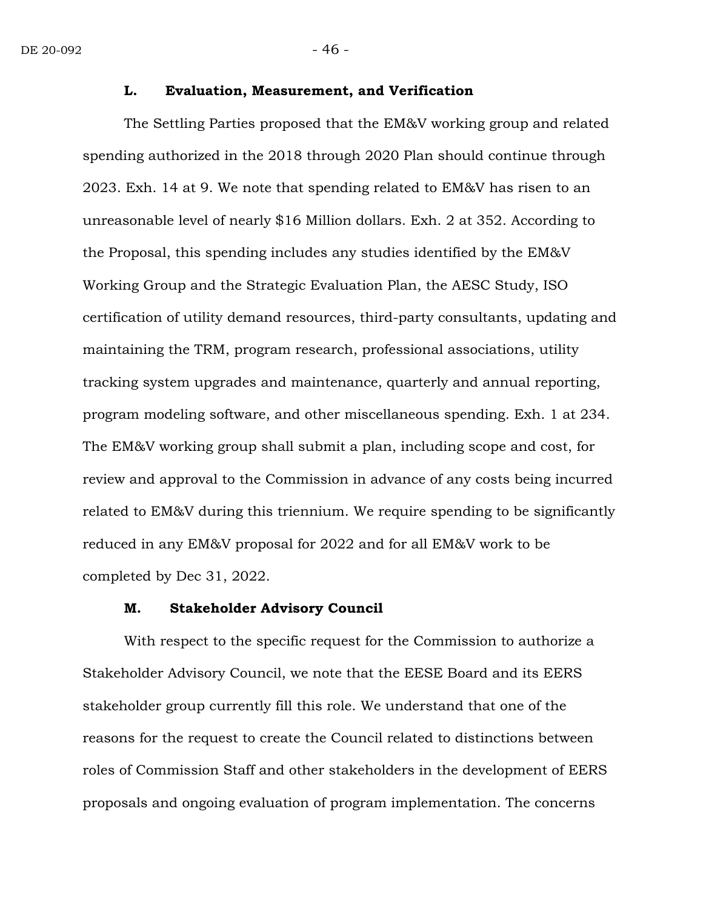### L. Evaluation, Measurement, and Verification

The Settling Parties proposed that the EM&V working group and related spending authorized in the 2018 through 2020 Plan should continue through 2023. Exh. 14 at 9. We note that spending related to EM&V has risen to an unreasonable level of nearly $16 Million dollars. Exh. 2 at 352. According to the Proposal, this spending includes any studies identified by the EM&V Working Group and the Strategic Evaluation Plan, the AESC Study, ISO certification of utility demand resources, third-party consultants, updating and maintaining the TRM, program research, professional associations, utility tracking system upgrades and maintenance, quarterly and annual reporting, program modeling software, and other miscellaneous spending. Exh. 1 at 234. The EM&V working group shall submit a plan, including scope and cost, for review and approval to the Commission in advance of any costs being incurred related to EM&V during this triennium. We require spending to be significantly reduced in any EM&V proposal for 2022 and for all EM&V work to be completed by Dec 31, 2022.

### M. Stakeholder Advisory Council

With respect to the specific request for the Commission to authorize a Stakeholder Advisory Council, we note that the EESE Board and its EERS stakeholder group currently fill this role. We understand that one of the reasons for the request to create the Council related to distinctions between roles of Commission Staff and other stakeholders in the development of EERS proposals and ongoing evaluation of program implementation. The concerns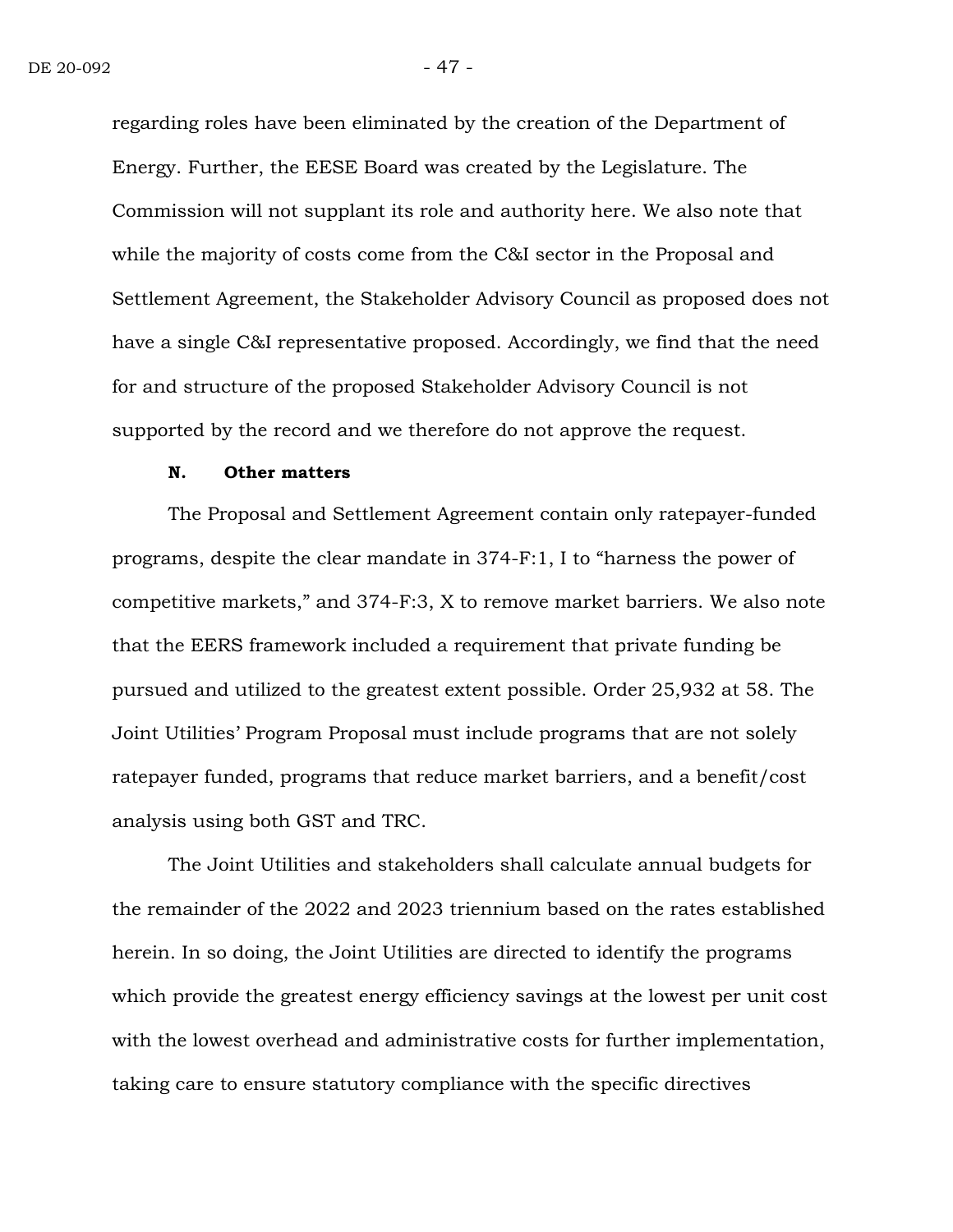regarding roles have been eliminated by the creation of the Department of Energy. Further, the EESE Board was created by the Legislature. The Commission will not supplant its role and authority here. We also note that while the majority of costs come from the C&I sector in the Proposal and Settlement Agreement, the Stakeholder Advisory Council as proposed does not have a single C&I representative proposed. Accordingly, we find that the need for and structure of the proposed Stakeholder Advisory Council is not supported by the record and we therefore do not approve the request.

### N. Other matters

The Proposal and Settlement Agreement contain only ratepayer-funded programs, despite the clear mandate in 374-F:1, I to "harness the power of competitive markets," and 374-F:3, X to remove market barriers. We also note that the EERS framework included a requirement that private funding be pursued and utilized to the greatest extent possible. Order 25,932 at 58. The Joint Utilities' Program Proposal must include programs that are not solely ratepayer funded, programs that reduce market barriers, and a benefit/cost analysis using both GST and TRC.

The Joint Utilities and stakeholders shall calculate annual budgets for the remainder of the 2022 and 2023 triennium based on the rates established herein. In so doing, the Joint Utilities are directed to identify the programs which provide the greatest energy efficiency savings at the lowest per unit cost with the lowest overhead and administrative costs for further implementation, taking care to ensure statutory compliance with the specific directives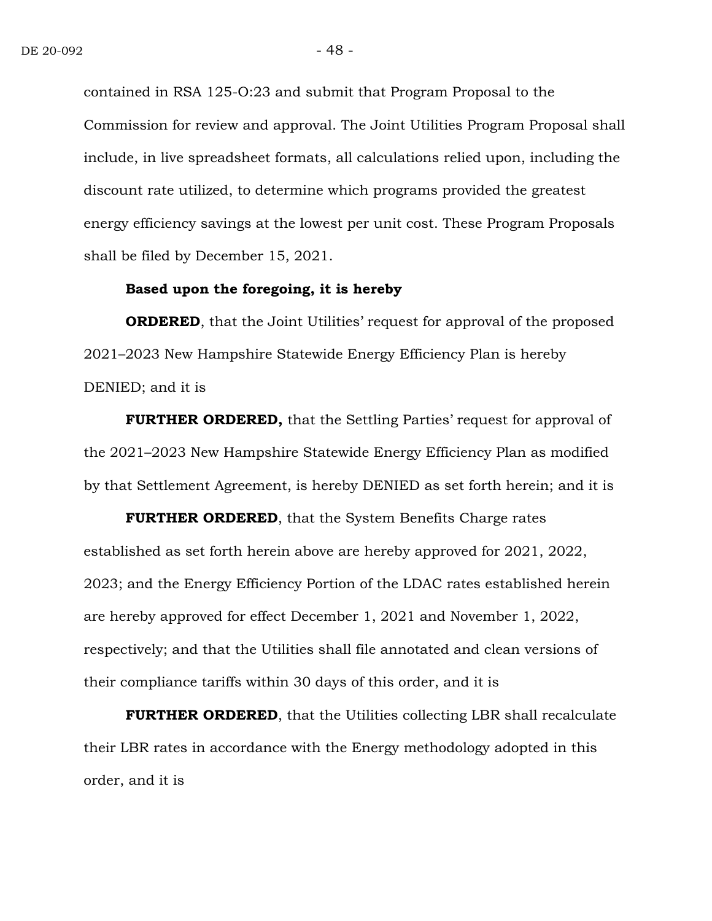contained in RSA 125-O:23 and submit that Program Proposal to the Commission for review and approval. The Joint Utilities Program Proposal shall include, in live spreadsheet formats, all calculations relied upon, including the discount rate utilized, to determine which programs provided the greatest energy efficiency savings at the lowest per unit cost. These Program Proposals shall be filed by December 15, 2021.

**Based upon the foregoing, it is hereby**

**ORDERED**, that the Joint Utilities' request for approval of the proposed 2021–2023 New Hampshire Statewide Energy Efficiency Plan is hereby DENIED; and it is

**FURTHER ORDERED,** that the Settling Parties' request for approval of the 2021–2023 New Hampshire Statewide Energy Efficiency Plan as modified by that Settlement Agreement, is hereby DENIED as set forth herein; and it is

**FURTHER ORDERED**, that the System Benefits Charge rates established as set forth herein above are hereby approved for 2021, 2022, 2023; and the Energy Efficiency Portion of the LDAC rates established herein are hereby approved for effect December 1, 2021 and November 1, 2022, respectively; and that the Utilities shall file annotated and clean versions of their compliance tariffs within 30 days of this order, and it is

**FURTHER ORDERED**, that the Utilities collecting LBR shall recalculate their LBR rates in accordance with the Energy methodology adopted in this order, and it is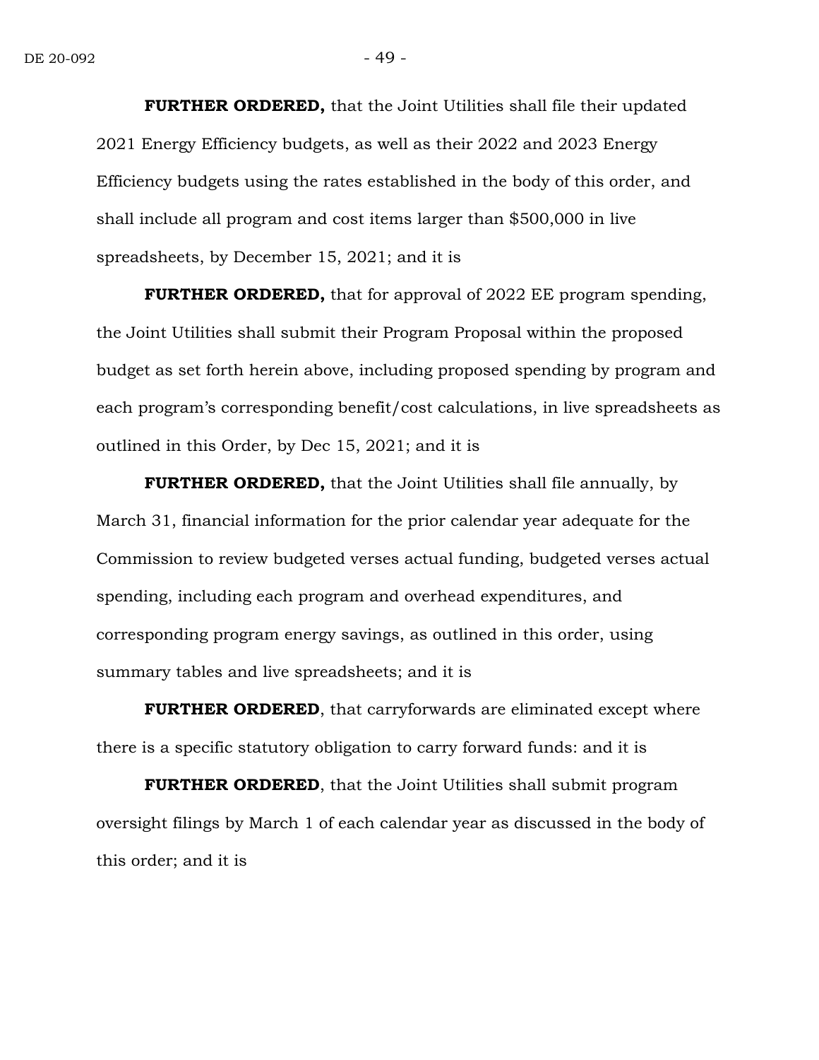**FURTHER ORDERED,** that the Joint Utilities shall file their updated 2021 Energy Efficiency budgets, as well as their 2022 and 2023 Energy Efficiency budgets using the rates established in the body of this order, and shall include all program and cost items larger than $500,000 in live spreadsheets, by December 15, 2021; and it is

**FURTHER ORDERED,** that for approval of 2022 EE program spending, the Joint Utilities shall submit their Program Proposal within the proposed budget as set forth herein above, including proposed spending by program and each program's corresponding benefit/cost calculations, in live spreadsheets as outlined in this Order, by Dec 15, 2021; and it is

**FURTHER ORDERED,** that the Joint Utilities shall file annually, by March 31, financial information for the prior calendar year adequate for the Commission to review budgeted verses actual funding, budgeted verses actual spending, including each program and overhead expenditures, and corresponding program energy savings, as outlined in this order, using summary tables and live spreadsheets; and it is

**FURTHER ORDERED**, that carryforwards are eliminated except where there is a specific statutory obligation to carry forward funds: and it is

**FURTHER ORDERED**, that the Joint Utilities shall submit program oversight filings by March 1 of each calendar year as discussed in the body of this order; and it is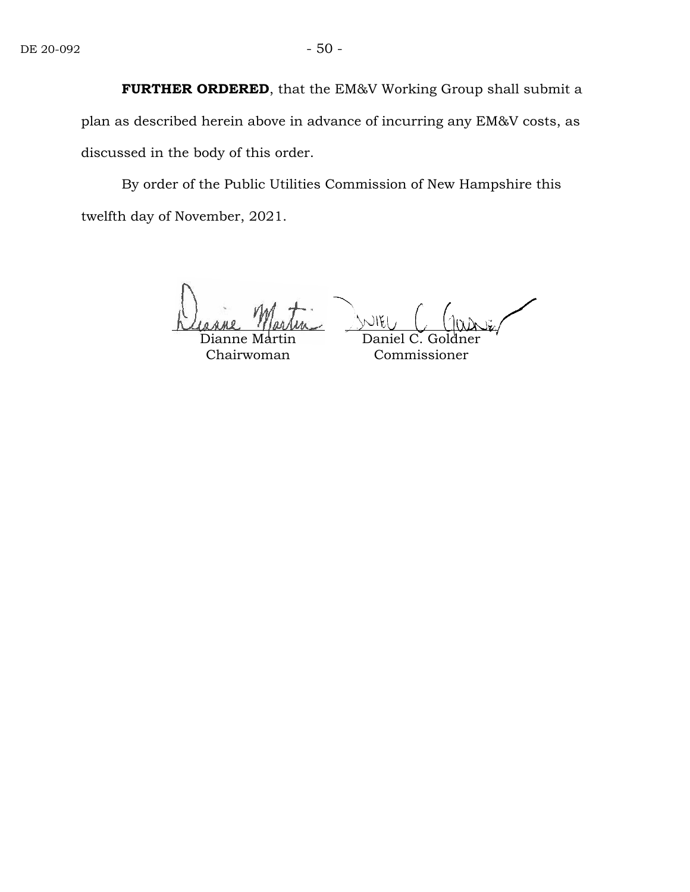**FURTHER ORDERED**, that the EM&V Working Group shall submit a plan as described herein above in advance of incurring any EM&V costs, as discussed in the body of this order.

By order of the Public Utilities Commission of New Hampshire this twelfth day of November, 2021.

| | |
|---|---|
| Dianne Martin | Daniel C. Goldner |
| Chairwoman | Commissioner |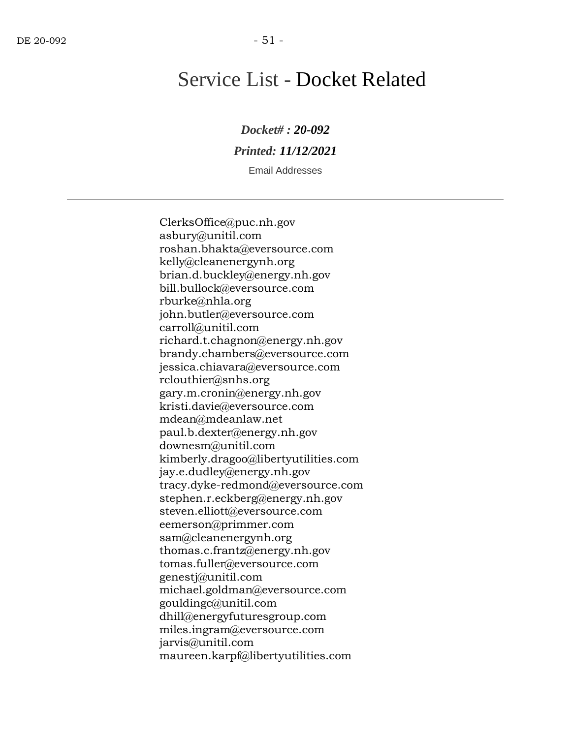# Service List - Docket Related

***Docket# : 20-092***

***Printed: 11/12/2021***

Email Addresses

---

ClerksOffice@puc.nh.gov
asbury@unitil.com
roshan.bhakta@eversource.com
kelly@cleanenergynh.org
brian.d.buckley@energy.nh.gov
bill.bullock@eversource.com
rburke@nhla.org
john.butler@eversource.com
carroll@unitil.com
richard.t.chagnon@energy.nh.gov
brandy.chambers@eversource.com
jessica.chiavara@eversource.com
rclouthier@snhs.org
gary.m.cronin@energy.nh.gov
kristi.davie@eversource.com
mdean@mdeanlaw.net
paul.b.dexter@energy.nh.gov
downesm@unitil.com
kimberly.dragoo@libertyutilities.com
jay.e.dudley@energy.nh.gov
tracy.dyke-redmond@eversource.com
stephen.r.eckberg@energy.nh.gov
steven.elliott@eversource.com
eemerson@primmer.com
sam@cleanenergynh.org
thomas.c.frantz@energy.nh.gov
tomas.fuller@eversource.com
genestj@unitil.com
michael.goldman@eversource.com
gouldingc@unitil.com
dhill@energyfuturesgroup.com
miles.ingram@eversource.com
jarvis@unitil.com
maureen.karpf@libertyutilities.com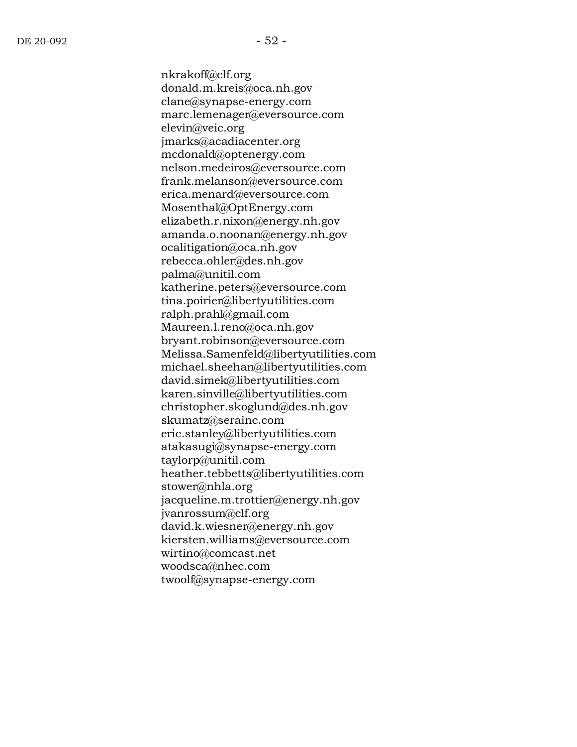nkrakoff@clf.org
donald.m.kreis@oca.nh.gov
clane@synapse-energy.com
marc.lemenager@eversource.com
elevin@veic.org
jmarks@acadiacenter.org
mcdonald@optenergy.com
nelson.medeiros@eversource.com
frank.melanson@eversource.com
erica.menard@eversource.com
Mosenthal@OptEnergy.com
elizabeth.r.nixon@energy.nh.gov
amanda.o.noonan@energy.nh.gov
ocalitigation@oca.nh.gov
rebecca.ohler@des.nh.gov
palma@unitil.com
katherine.peters@eversource.com
tina.poirier@libertyutilities.com
ralph.prahl@gmail.com
Maureen.l.reno@oca.nh.gov
bryant.robinson@eversource.com
Melissa.Samenfeld@libertyutilities.com
michael.sheehan@libertyutilities.com
david.simek@libertyutilities.com
karen.sinville@libertyutilities.com
christopher.skoglund@des.nh.gov
skumatz@serainc.com
eric.stanley@libertyutilities.com
atakasugi@synapse-energy.com
taylorp@unitil.com
heather.tebbetts@libertyutilities.com
stower@nhla.org
jacqueline.m.trottier@energy.nh.gov
jvanrossum@clf.org
david.k.wiesner@energy.nh.gov
kiersten.williams@eversource.com
wirtino@comcast.net
woodsca@nhec.com
twoolf@synapse-energy.com